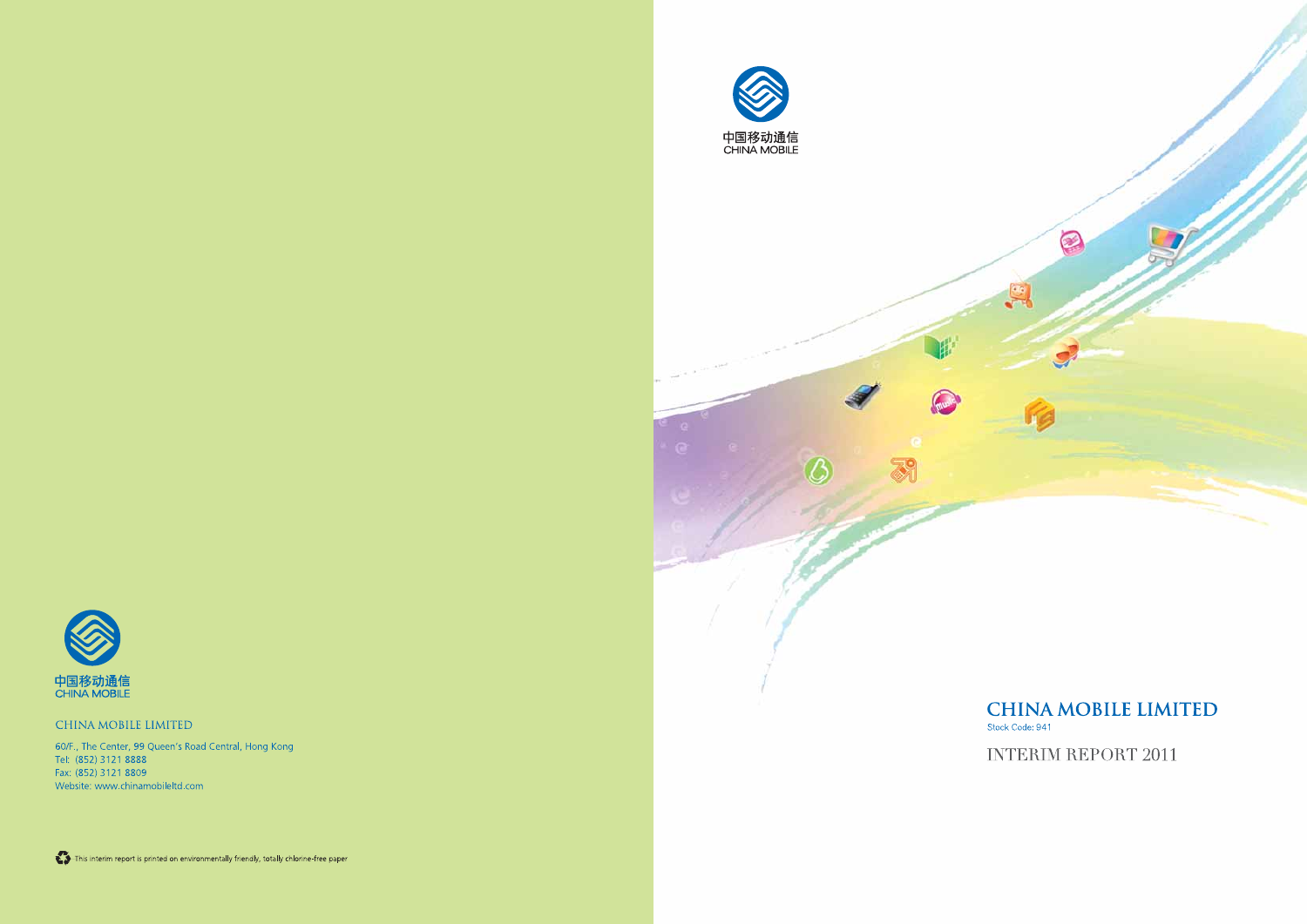中国移动通信
CHINA MOBILE

# CHINA MOBILE LIMITED

Stock Code: 941

## INTERIM REPORT 2011

中国移动通信
CHINA MOBILE

CHINA MOBILE LIMITED

60/F., The Center, 99 Queen's Road Central, Hong Kong
Tel: (852) 3121 8888
Fax: (852) 3121 8809
Website: www.chinamobileltd.com

This interim report is printed on environmentally friendly, totally chlorine-free paper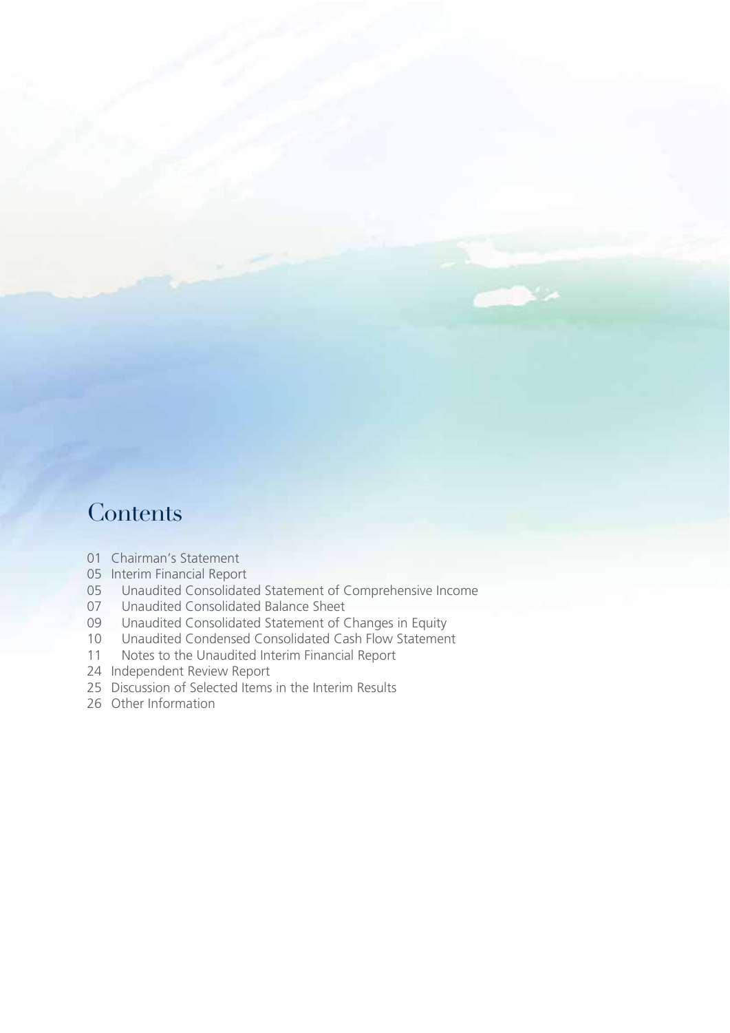# Contents

- 01 Chairman's Statement
- 05 Interim Financial Report
  - 05 Unaudited Consolidated Statement of Comprehensive Income
  - 07 Unaudited Consolidated Balance Sheet
  - 09 Unaudited Consolidated Statement of Changes in Equity
  - 10 Unaudited Condensed Consolidated Cash Flow Statement
  - 11 Notes to the Unaudited Interim Financial Report
- 24 Independent Review Report
- 25 Discussion of Selected Items in the Interim Results
- 26 Other Information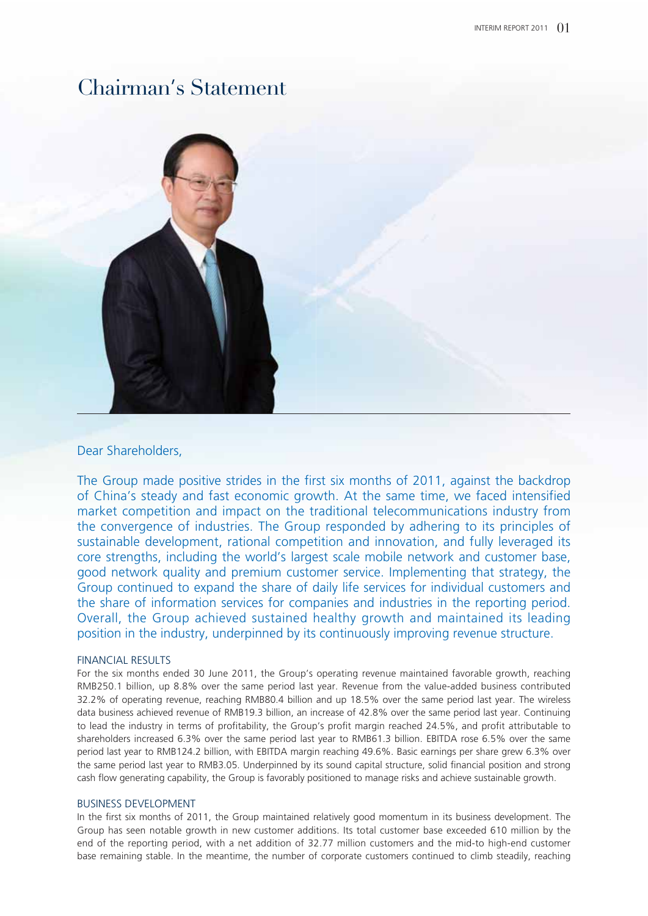# Chairman's Statement

Dear Shareholders,

The Group made positive strides in the first six months of 2011, against the backdrop of China's steady and fast economic growth. At the same time, we faced intensified market competition and impact on the traditional telecommunications industry from the convergence of industries. The Group responded by adhering to its principles of sustainable development, rational competition and innovation, and fully leveraged its core strengths, including the world's largest scale mobile network and customer base, good network quality and premium customer service. Implementing that strategy, the Group continued to expand the share of daily life services for individual customers and the share of information services for companies and industries in the reporting period. Overall, the Group achieved sustained healthy growth and maintained its leading position in the industry, underpinned by its continuously improving revenue structure.

## FINANCIAL RESULTS

For the six months ended 30 June 2011, the Group's operating revenue maintained favorable growth, reaching RMB250.1 billion, up 8.8% over the same period last year. Revenue from the value-added business contributed 32.2% of operating revenue, reaching RMB80.4 billion and up 18.5% over the same period last year. The wireless data business achieved revenue of RMB19.3 billion, an increase of 42.8% over the same period last year. Continuing to lead the industry in terms of profitability, the Group's profit margin reached 24.5%, and profit attributable to shareholders increased 6.3% over the same period last year to RMB61.3 billion. EBITDA rose 6.5% over the same period last year to RMB124.2 billion, with EBITDA margin reaching 49.6%. Basic earnings per share grew 6.3% over the same period last year to RMB3.05. Underpinned by its sound capital structure, solid financial position and strong cash flow generating capability, the Group is favorably positioned to manage risks and achieve sustainable growth.

## BUSINESS DEVELOPMENT

In the first six months of 2011, the Group maintained relatively good momentum in its business development. The Group has seen notable growth in new customer additions. Its total customer base exceeded 610 million by the end of the reporting period, with a net addition of 32.77 million customers and the mid-to high-end customer base remaining stable. In the meantime, the number of corporate customers continued to climb steadily, reaching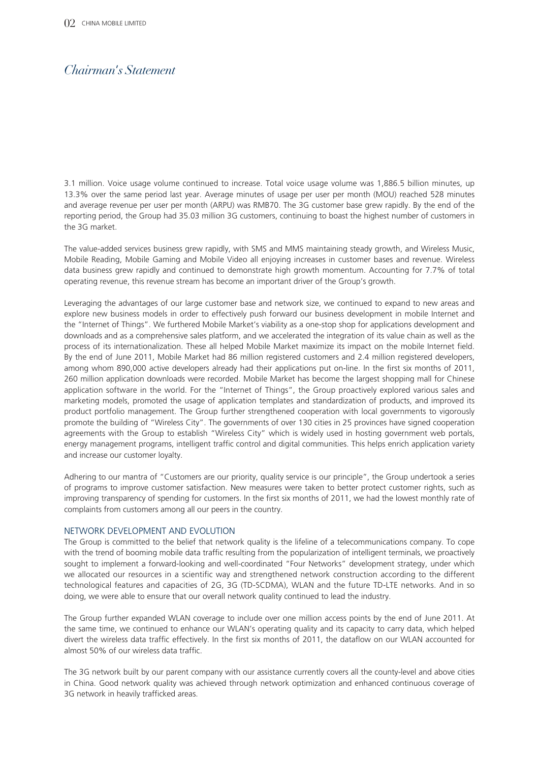# Chairman's Statement

3.1 million. Voice usage volume continued to increase. Total voice usage volume was 1,886.5 billion minutes, up 13.3% over the same period last year. Average minutes of usage per user per month (MOU) reached 528 minutes and average revenue per user per month (ARPU) was RMB70. The 3G customer base grew rapidly. By the end of the reporting period, the Group had 35.03 million 3G customers, continuing to boast the highest number of customers in the 3G market.

The value-added services business grew rapidly, with SMS and MMS maintaining steady growth, and Wireless Music, Mobile Reading, Mobile Gaming and Mobile Video all enjoying increases in customer bases and revenue. Wireless data business grew rapidly and continued to demonstrate high growth momentum. Accounting for 7.7% of total operating revenue, this revenue stream has become an important driver of the Group's growth.

Leveraging the advantages of our large customer base and network size, we continued to expand to new areas and explore new business models in order to effectively push forward our business development in mobile Internet and the "Internet of Things". We furthered Mobile Market's viability as a one-stop shop for applications development and downloads and as a comprehensive sales platform, and we accelerated the integration of its value chain as well as the process of its internationalization. These all helped Mobile Market maximize its impact on the mobile Internet field. By the end of June 2011, Mobile Market had 86 million registered customers and 2.4 million registered developers, among whom 890,000 active developers already had their applications put on-line. In the first six months of 2011, 260 million application downloads were recorded. Mobile Market has become the largest shopping mall for Chinese application software in the world. For the "Internet of Things", the Group proactively explored various sales and marketing models, promoted the usage of application templates and standardization of products, and improved its product portfolio management. The Group further strengthened cooperation with local governments to vigorously promote the building of "Wireless City". The governments of over 130 cities in 25 provinces have signed cooperation agreements with the Group to establish "Wireless City" which is widely used in hosting government web portals, energy management programs, intelligent traffic control and digital communities. This helps enrich application variety and increase our customer loyalty.

Adhering to our mantra of "Customers are our priority, quality service is our principle", the Group undertook a series of programs to improve customer satisfaction. New measures were taken to better protect customer rights, such as improving transparency of spending for customers. In the first six months of 2011, we had the lowest monthly rate of complaints from customers among all our peers in the country.

## NETWORK DEVELOPMENT AND EVOLUTION

The Group is committed to the belief that network quality is the lifeline of a telecommunications company. To cope with the trend of booming mobile data traffic resulting from the popularization of intelligent terminals, we proactively sought to implement a forward-looking and well-coordinated "Four Networks" development strategy, under which we allocated our resources in a scientific way and strengthened network construction according to the different technological features and capacities of 2G, 3G (TD-SCDMA), WLAN and the future TD-LTE networks. And in so doing, we were able to ensure that our overall network quality continued to lead the industry.

The Group further expanded WLAN coverage to include over one million access points by the end of June 2011. At the same time, we continued to enhance our WLAN's operating quality and its capacity to carry data, which helped divert the wireless data traffic effectively. In the first six months of 2011, the dataflow on our WLAN accounted for almost 50% of our wireless data traffic.

The 3G network built by our parent company with our assistance currently covers all the county-level and above cities in China. Good network quality was achieved through network optimization and enhanced continuous coverage of 3G network in heavily trafficked areas.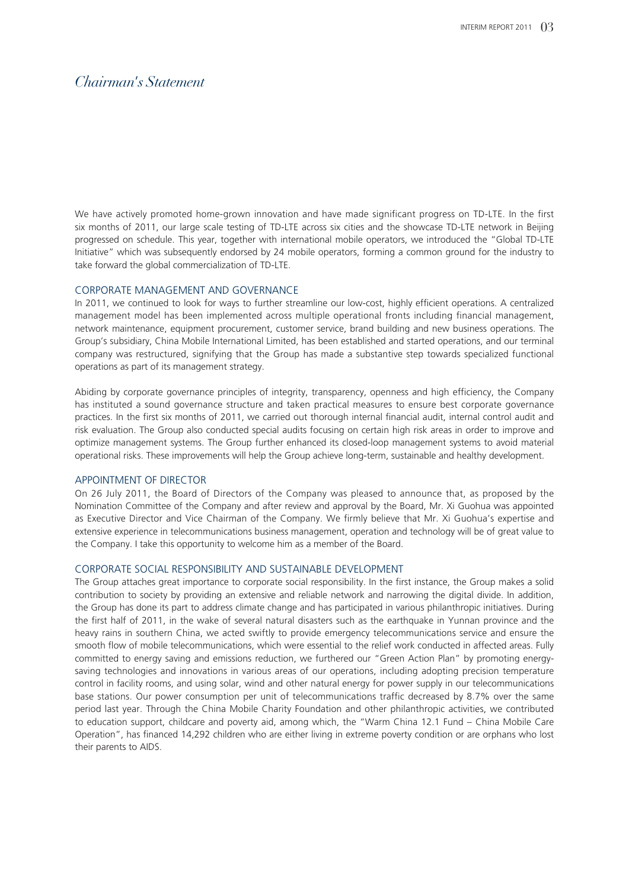# *Chairman's Statement*

We have actively promoted home-grown innovation and have made significant progress on TD-LTE. In the first six months of 2011, our large scale testing of TD-LTE across six cities and the showcase TD-LTE network in Beijing progressed on schedule. This year, together with international mobile operators, we introduced the "Global TD-LTE Initiative" which was subsequently endorsed by 24 mobile operators, forming a common ground for the industry to take forward the global commercialization of TD-LTE.

## CORPORATE MANAGEMENT AND GOVERNANCE

In 2011, we continued to look for ways to further streamline our low-cost, highly efficient operations. A centralized management model has been implemented across multiple operational fronts including financial management, network maintenance, equipment procurement, customer service, brand building and new business operations. The Group's subsidiary, China Mobile International Limited, has been established and started operations, and our terminal company was restructured, signifying that the Group has made a substantive step towards specialized functional operations as part of its management strategy.

Abiding by corporate governance principles of integrity, transparency, openness and high efficiency, the Company has instituted a sound governance structure and taken practical measures to ensure best corporate governance practices. In the first six months of 2011, we carried out thorough internal financial audit, internal control audit and risk evaluation. The Group also conducted special audits focusing on certain high risk areas in order to improve and optimize management systems. The Group further enhanced its closed-loop management systems to avoid material operational risks. These improvements will help the Group achieve long-term, sustainable and healthy development.

## APPOINTMENT OF DIRECTOR

On 26 July 2011, the Board of Directors of the Company was pleased to announce that, as proposed by the Nomination Committee of the Company and after review and approval by the Board, Mr. Xi Guohua was appointed as Executive Director and Vice Chairman of the Company. We firmly believe that Mr. Xi Guohua's expertise and extensive experience in telecommunications business management, operation and technology will be of great value to the Company. I take this opportunity to welcome him as a member of the Board.

## CORPORATE SOCIAL RESPONSIBILITY AND SUSTAINABLE DEVELOPMENT

The Group attaches great importance to corporate social responsibility. In the first instance, the Group makes a solid contribution to society by providing an extensive and reliable network and narrowing the digital divide. In addition, the Group has done its part to address climate change and has participated in various philanthropic initiatives. During the first half of 2011, in the wake of several natural disasters such as the earthquake in Yunnan province and the heavy rains in southern China, we acted swiftly to provide emergency telecommunications service and ensure the smooth flow of mobile telecommunications, which were essential to the relief work conducted in affected areas. Fully committed to energy saving and emissions reduction, we furthered our "Green Action Plan" by promoting energy-saving technologies and innovations in various areas of our operations, including adopting precision temperature control in facility rooms, and using solar, wind and other natural energy for power supply in our telecommunications base stations. Our power consumption per unit of telecommunications traffic decreased by 8.7% over the same period last year. Through the China Mobile Charity Foundation and other philanthropic activities, we contributed to education support, childcare and poverty aid, among which, the "Warm China 12.1 Fund – China Mobile Care Operation", has financed 14,292 children who are either living in extreme poverty condition or are orphans who lost their parents to AIDS.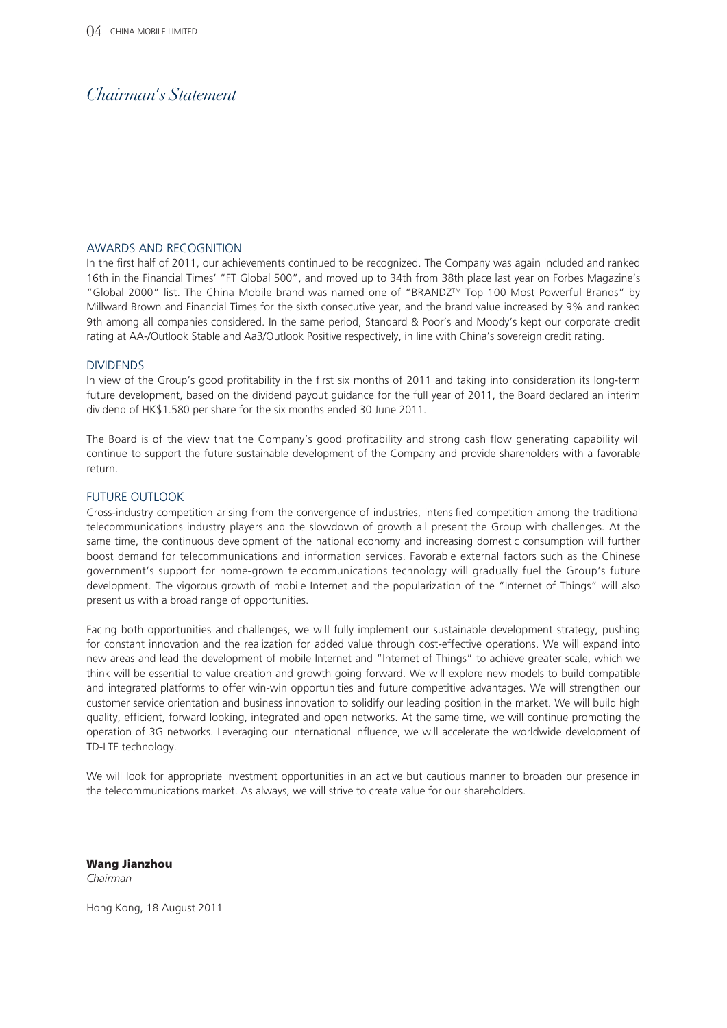# Chairman's Statement

## AWARDS AND RECOGNITION

In the first half of 2011, our achievements continued to be recognized. The Company was again included and ranked 16th in the Financial Times' "FT Global 500", and moved up to 34th from 38th place last year on Forbes Magazine's "Global 2000" list. The China Mobile brand was named one of "BRANDZ™ Top 100 Most Powerful Brands" by Millward Brown and Financial Times for the sixth consecutive year, and the brand value increased by 9% and ranked 9th among all companies considered. In the same period, Standard & Poor's and Moody's kept our corporate credit rating at AA-/Outlook Stable and Aa3/Outlook Positive respectively, in line with China's sovereign credit rating.

## DIVIDENDS

In view of the Group's good profitability in the first six months of 2011 and taking into consideration its long-term future development, based on the dividend payout guidance for the full year of 2011, the Board declared an interim dividend of HK$1.580 per share for the six months ended 30 June 2011.

The Board is of the view that the Company's good profitability and strong cash flow generating capability will continue to support the future sustainable development of the Company and provide shareholders with a favorable return.

## FUTURE OUTLOOK

Cross-industry competition arising from the convergence of industries, intensified competition among the traditional telecommunications industry players and the slowdown of growth all present the Group with challenges. At the same time, the continuous development of the national economy and increasing domestic consumption will further boost demand for telecommunications and information services. Favorable external factors such as the Chinese government's support for home-grown telecommunications technology will gradually fuel the Group's future development. The vigorous growth of mobile Internet and the popularization of the "Internet of Things" will also present us with a broad range of opportunities.

Facing both opportunities and challenges, we will fully implement our sustainable development strategy, pushing for constant innovation and the realization for added value through cost-effective operations. We will expand into new areas and lead the development of mobile Internet and "Internet of Things" to achieve greater scale, which we think will be essential to value creation and growth going forward. We will explore new models to build compatible and integrated platforms to offer win-win opportunities and future competitive advantages. We will strengthen our customer service orientation and business innovation to solidify our leading position in the market. We will build high quality, efficient, forward looking, integrated and open networks. At the same time, we will continue promoting the operation of 3G networks. Leveraging our international influence, we will accelerate the worldwide development of TD-LTE technology.

We will look for appropriate investment opportunities in an active but cautious manner to broaden our presence in the telecommunications market. As always, we will strive to create value for our shareholders.

**Wang Jianzhou**
*Chairman*

Hong Kong, 18 August 2011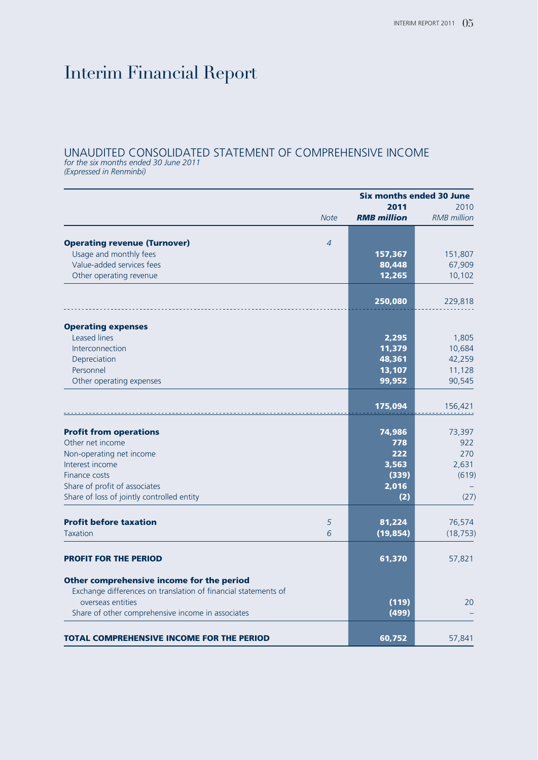# Interim Financial Report

## UNAUDITED CONSOLIDATED STATEMENT OF COMPREHENSIVE INCOME

*for the six months ended 30 June 2011*
*(Expressed in Renminbi)*

| | Note | Six months ended 30 June 2011 RMB million | 2010 RMB million |
|---|---|---|---|
| **Operating revenue (Turnover)** | 4 | | |
| Usage and monthly fees | | **157,367** | 151,807 |
| Value-added services fees | | **80,448** | 67,909 |
| Other operating revenue | | **12,265** | 10,102 |
| | | **250,080** | 229,818 |
| **Operating expenses** | | | |
| Leased lines | | **2,295** | 1,805 |
| Interconnection | | **11,379** | 10,684 |
| Depreciation | | **48,361** | 42,259 |
| Personnel | | **13,107** | 11,128 |
| Other operating expenses | | **99,952** | 90,545 |
| | | **175,094** | 156,421 |
| **Profit from operations** | | **74,986** | 73,397 |
| Other net income | | **778** | 922 |
| Non-operating net income | | **222** | 270 |
| Interest income | | **3,563** | 2,631 |
| Finance costs | | **(339)** | (619) |
| Share of profit of associates | | **2,016** | – |
| Share of loss of jointly controlled entity | | **(2)** | (27) |
| **Profit before taxation** | 5 | **81,224** | 76,574 |
| Taxation | 6 | **(19,854)** | (18,753) |
| **PROFIT FOR THE PERIOD** | | **61,370** | 57,821 |
| **Other comprehensive income for the period** | | | |
| Exchange differences on translation of financial statements of overseas entities | | **(119)** | 20 |
| Share of other comprehensive income in associates | | **(499)** | – |
| **TOTAL COMPREHENSIVE INCOME FOR THE PERIOD** | | **60,752** | 57,841 |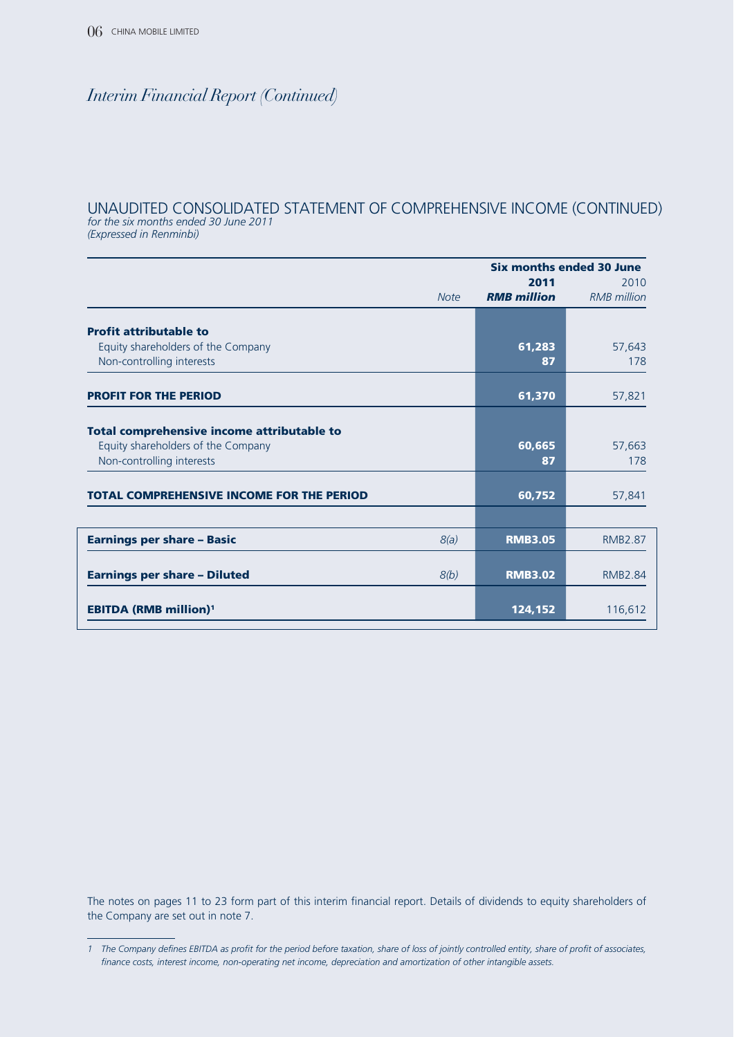# Interim Financial Report (Continued)

## UNAUDITED CONSOLIDATED STATEMENT OF COMPREHENSIVE INCOME (CONTINUED)

*for the six months ended 30 June 2011*
*(Expressed in Renminbi)*

| | Note | Six months ended 30 June 2011 *RMB million* | 2010 *RMB million* |
|---|---|---|---|
| **Profit attributable to** | | | |
| Equity shareholders of the Company | | **61,283** | 57,643 |
| Non-controlling interests | | **87** | 178 |
| **PROFIT FOR THE PERIOD** | | **61,370** | 57,821 |
| **Total comprehensive income attributable to** | | | |
| Equity shareholders of the Company | | **60,665** | 57,663 |
| Non-controlling interests | | **87** | 178 |
| **TOTAL COMPREHENSIVE INCOME FOR THE PERIOD** | | **60,752** | 57,841 |
| **Earnings per share – Basic** | *8(a)* | **RMB3.05** | RMB2.87 |
| **Earnings per share – Diluted** | *8(b)* | **RMB3.02** | RMB2.84 |
| **EBITDA (RMB million)**[1] | | **124,152** | 116,612 |

The notes on pages 11 to 23 form part of this interim financial report. Details of dividends to equity shareholders of the Company are set out in note 7.

*1 The Company defines EBITDA as profit for the period before taxation, share of loss of jointly controlled entity, share of profit of associates, finance costs, interest income, non-operating net income, depreciation and amortization of other intangible assets.*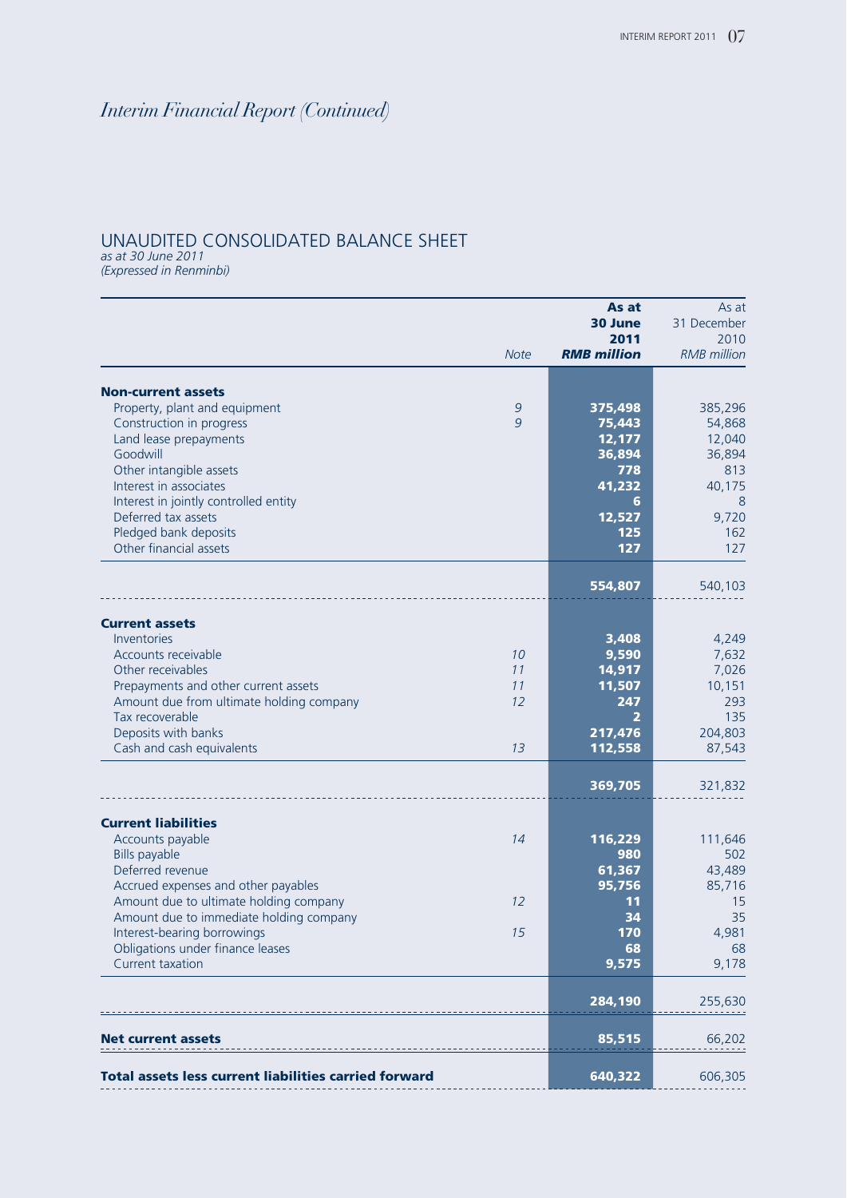# *Interim Financial Report (Continued)*

## UNAUDITED CONSOLIDATED BALANCE SHEET

*as at 30 June 2011*
*(Expressed in Renminbi)*

| | *Note* | **As at 30 June 2011 *RMB million*** | As at 31 December 2010 *RMB million* |
|---|---|---|---|
| **Non-current assets** | | | |
| Property, plant and equipment | *9* | **375,498** | 385,296 |
| Construction in progress | *9* | **75,443** | 54,868 |
| Land lease prepayments | | **12,177** | 12,040 |
| Goodwill | | **36,894** | 36,894 |
| Other intangible assets | | **778** | 813 |
| Interest in associates | | **41,232** | 40,175 |
| Interest in jointly controlled entity | | **6** | 8 |
| Deferred tax assets | | **12,527** | 9,720 |
| Pledged bank deposits | | **125** | 162 |
| Other financial assets | | **127** | 127 |
| | | **554,807** | 540,103 |
| **Current assets** | | | |
| Inventories | | **3,408** | 4,249 |
| Accounts receivable | *10* | **9,590** | 7,632 |
| Other receivables | *11* | **14,917** | 7,026 |
| Prepayments and other current assets | *11* | **11,507** | 10,151 |
| Amount due from ultimate holding company | *12* | **247** | 293 |
| Tax recoverable | | **2** | 135 |
| Deposits with banks | | **217,476** | 204,803 |
| Cash and cash equivalents | *13* | **112,558** | 87,543 |
| | | **369,705** | 321,832 |
| **Current liabilities** | | | |
| Accounts payable | *14* | **116,229** | 111,646 |
| Bills payable | | **980** | 502 |
| Deferred revenue | | **61,367** | 43,489 |
| Accrued expenses and other payables | | **95,756** | 85,716 |
| Amount due to ultimate holding company | *12* | **11** | 15 |
| Amount due to immediate holding company | | **34** | 35 |
| Interest-bearing borrowings | *15* | **170** | 4,981 |
| Obligations under finance leases | | **68** | 68 |
| Current taxation | | **9,575** | 9,178 |
| | | **284,190** | 255,630 |
| **Net current assets** | | **85,515** | 66,202 |
| **Total assets less current liabilities carried forward** | | **640,322** | 606,305 |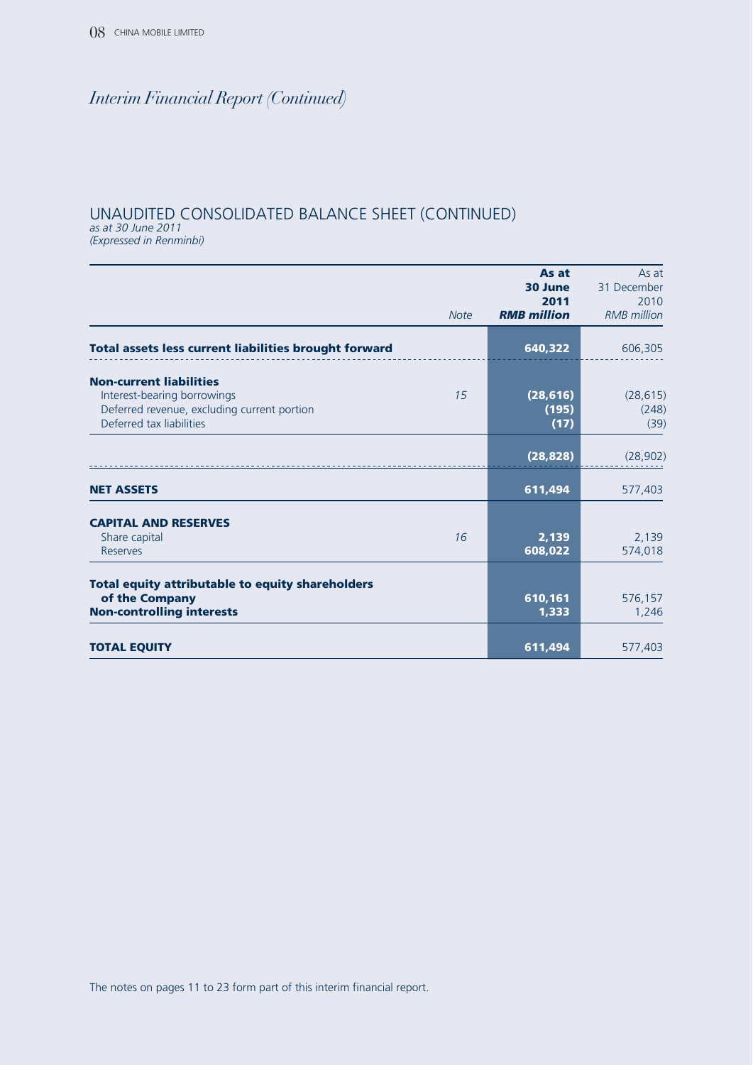# *Interim Financial Report (Continued)*

## UNAUDITED CONSOLIDATED BALANCE SHEET (CONTINUED)

*as at 30 June 2011*
*(Expressed in Renminbi)*

| | Note | As at 30 June 2011 RMB million | As at 31 December 2010 RMB million |
|---|---|---|---|
| **Total assets less current liabilities brought forward** | | **640,322** | 606,305 |
| **Non-current liabilities** | | | |
| Interest-bearing borrowings | 15 | **(28,616)** | (28,615) |
| Deferred revenue, excluding current portion | | **(195)** | (248) |
| Deferred tax liabilities | | **(17)** | (39) |
| | | **(28,828)** | (28,902) |
| **NET ASSETS** | | **611,494** | 577,403 |
| **CAPITAL AND RESERVES** | | | |
| Share capital | 16 | **2,139** | 2,139 |
| Reserves | | **608,022** | 574,018 |
| **Total equity attributable to equity shareholders of the Company** | | **610,161** | 576,157 |
| **Non-controlling interests** | | **1,333** | 1,246 |
| **TOTAL EQUITY** | | **611,494** | 577,403 |

The notes on pages 11 to 23 form part of this interim financial report.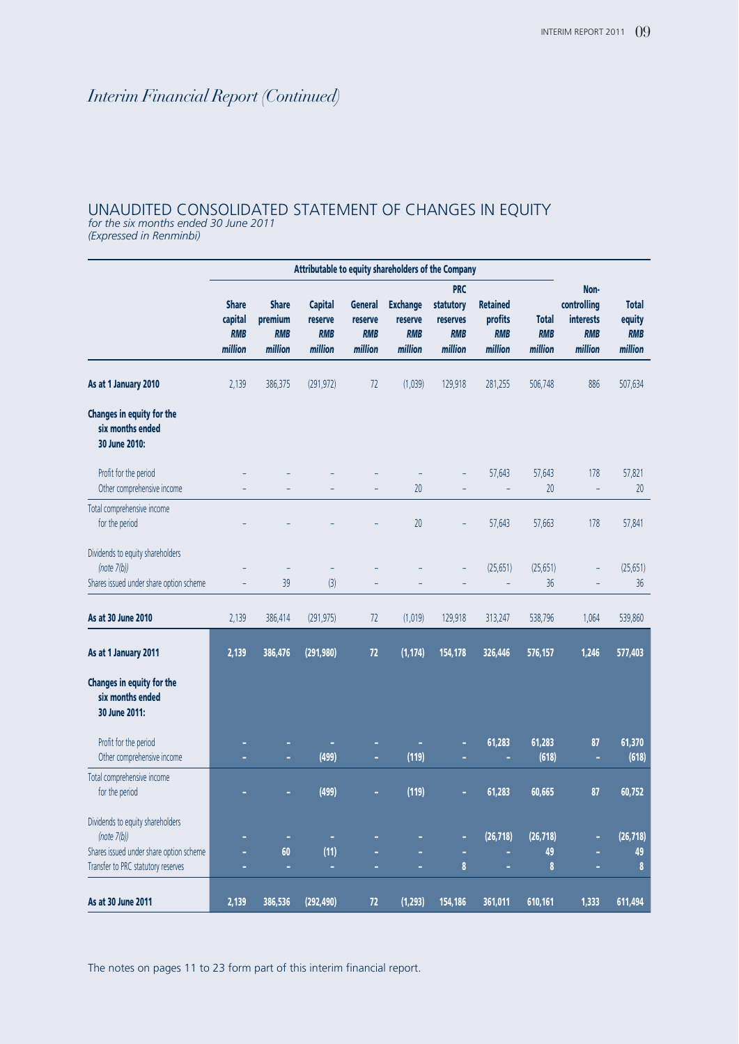# Interim Financial Report (Continued)

## UNAUDITED CONSOLIDATED STATEMENT OF CHANGES IN EQUITY

*for the six months ended 30 June 2011*
*(Expressed in Renminbi)*

| | Attributable to equity shareholders of the Company | | | | | | | | | |
|---|---|---|---|---|---|---|---|---|---|---|
| | **Share capital** *RMB million* | **Share premium** *RMB million* | **Capital reserve** *RMB million* | **General reserve** *RMB million* | **Exchange reserve** *RMB million* | **PRC statutory reserves** *RMB million* | **Retained profits** *RMB million* | **Total** *RMB million* | **Non-controlling interests** *RMB million* | **Total equity** *RMB million* |
| **As at 1 January 2010** | 2,139 | 386,375 | (291,972) | 72 | (1,039) | 129,918 | 281,255 | 506,748 | 886 | 507,634 |
| **Changes in equity for the six months ended 30 June 2010:** | | | | | | | | | | |
| Profit for the period | – | – | – | – | – | – | 57,643 | 57,643 | 178 | 57,821 |
| Other comprehensive income | – | – | – | – | 20 | – | – | 20 | – | 20 |
| Total comprehensive income for the period | – | – | – | – | 20 | – | 57,643 | 57,663 | 178 | 57,841 |
| Dividends to equity shareholders *(note 7(b))* | – | – | – | – | – | – | (25,651) | (25,651) | – | (25,651) |
| Shares issued under share option scheme | – | 39 | (3) | – | – | – | – | 36 | – | 36 |
| **As at 30 June 2010** | 2,139 | 386,414 | (291,975) | 72 | (1,019) | 129,918 | 313,247 | 538,796 | 1,064 | 539,860 |
| **As at 1 January 2011** | **2,139** | **386,476** | **(291,980)** | **72** | **(1,174)** | **154,178** | **326,446** | **576,157** | **1,246** | **577,403** |
| **Changes in equity for the six months ended 30 June 2011:** | | | | | | | | | | |
| Profit for the period | – | – | – | – | – | – | 61,283 | 61,283 | 87 | 61,370 |
| Other comprehensive income | – | – | (499) | – | (119) | – | – | (618) | – | (618) |
| Total comprehensive income for the period | – | – | (499) | – | (119) | – | 61,283 | 60,665 | 87 | 60,752 |
| Dividends to equity shareholders *(note 7(b))* | – | – | – | – | – | – | (26,718) | (26,718) | – | (26,718) |
| Shares issued under share option scheme | – | 60 | (11) | – | – | – | – | 49 | – | 49 |
| Transfer to PRC statutory reserves | – | – | – | – | – | 8 | – | 8 | – | 8 |
| **As at 30 June 2011** | **2,139** | **386,536** | **(292,490)** | **72** | **(1,293)** | **154,186** | **361,011** | **610,161** | **1,333** | **611,494** |

The notes on pages 11 to 23 form part of this interim financial report.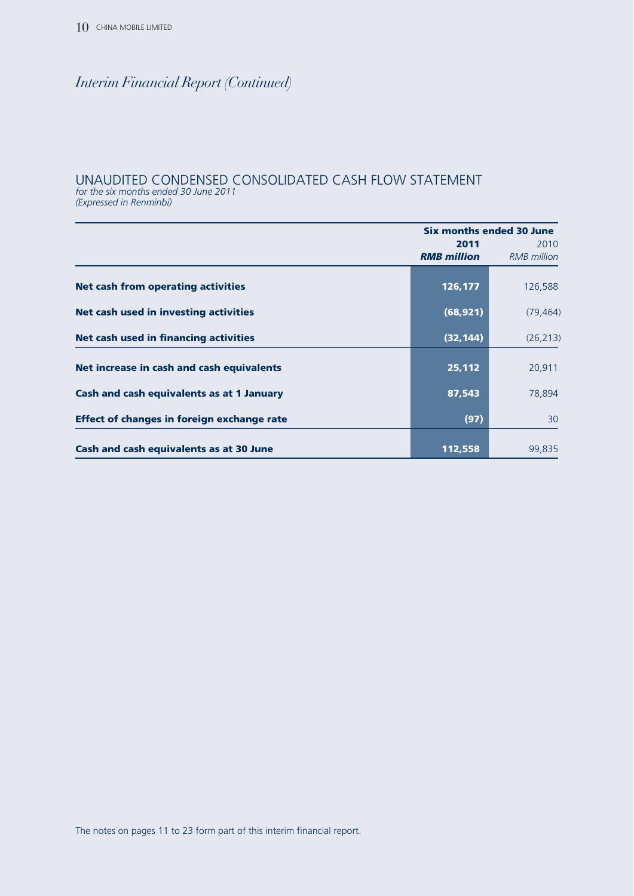# *Interim Financial Report (Continued)*

## UNAUDITED CONDENSED CONSOLIDATED CASH FLOW STATEMENT

*for the six months ended 30 June 2011*
*(Expressed in Renminbi)*

| | Six months ended 30 June | |
|---|---|---|
| | **2011** | 2010 |
| | ***RMB million*** | *RMB million* |
| **Net cash from operating activities** | **126,177** | 126,588 |
| **Net cash used in investing activities** | **(68,921)** | (79,464) |
| **Net cash used in financing activities** | **(32,144)** | (26,213) |
| **Net increase in cash and cash equivalents** | **25,112** | 20,911 |
| **Cash and cash equivalents as at 1 January** | **87,543** | 78,894 |
| **Effect of changes in foreign exchange rate** | **(97)** | 30 |
| **Cash and cash equivalents as at 30 June** | **112,558** | 99,835 |

The notes on pages 11 to 23 form part of this interim financial report.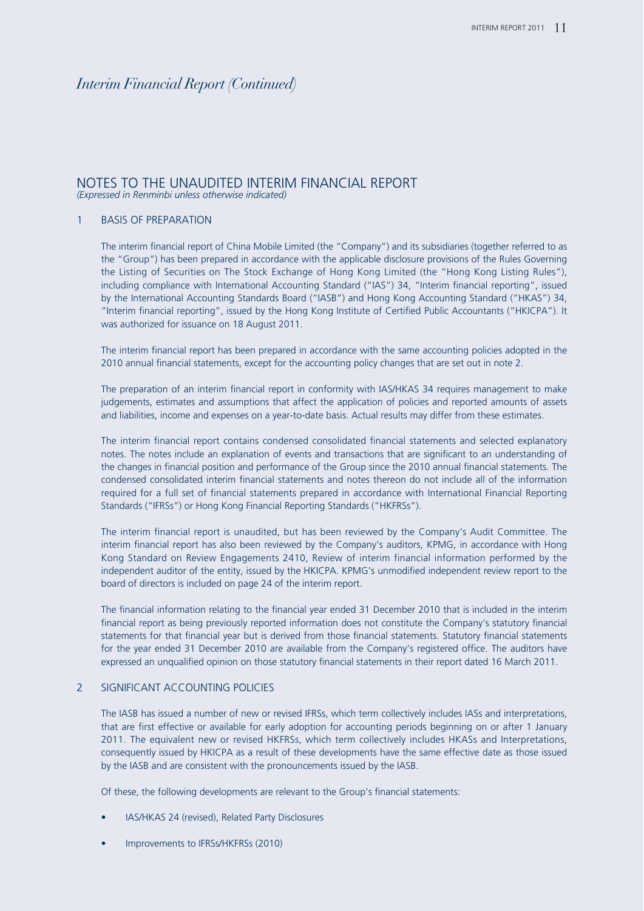# *Interim Financial Report (Continued)*

## NOTES TO THE UNAUDITED INTERIM FINANCIAL REPORT

*(Expressed in Renminbi unless otherwise indicated)*

### 1 BASIS OF PREPARATION

The interim financial report of China Mobile Limited (the "Company") and its subsidiaries (together referred to as the "Group") has been prepared in accordance with the applicable disclosure provisions of the Rules Governing the Listing of Securities on The Stock Exchange of Hong Kong Limited (the "Hong Kong Listing Rules"), including compliance with International Accounting Standard ("IAS") 34, "Interim financial reporting", issued by the International Accounting Standards Board ("IASB") and Hong Kong Accounting Standard ("HKAS") 34, "Interim financial reporting", issued by the Hong Kong Institute of Certified Public Accountants ("HKICPA"). It was authorized for issuance on 18 August 2011.

The interim financial report has been prepared in accordance with the same accounting policies adopted in the 2010 annual financial statements, except for the accounting policy changes that are set out in note 2.

The preparation of an interim financial report in conformity with IAS/HKAS 34 requires management to make judgements, estimates and assumptions that affect the application of policies and reported amounts of assets and liabilities, income and expenses on a year-to-date basis. Actual results may differ from these estimates.

The interim financial report contains condensed consolidated financial statements and selected explanatory notes. The notes include an explanation of events and transactions that are significant to an understanding of the changes in financial position and performance of the Group since the 2010 annual financial statements. The condensed consolidated interim financial statements and notes thereon do not include all of the information required for a full set of financial statements prepared in accordance with International Financial Reporting Standards ("IFRSs") or Hong Kong Financial Reporting Standards ("HKFRSs").

The interim financial report is unaudited, but has been reviewed by the Company's Audit Committee. The interim financial report has also been reviewed by the Company's auditors, KPMG, in accordance with Hong Kong Standard on Review Engagements 2410, Review of interim financial information performed by the independent auditor of the entity, issued by the HKICPA. KPMG's unmodified independent review report to the board of directors is included on page 24 of the interim report.

The financial information relating to the financial year ended 31 December 2010 that is included in the interim financial report as being previously reported information does not constitute the Company's statutory financial statements for that financial year but is derived from those financial statements. Statutory financial statements for the year ended 31 December 2010 are available from the Company's registered office. The auditors have expressed an unqualified opinion on those statutory financial statements in their report dated 16 March 2011.

### 2 SIGNIFICANT ACCOUNTING POLICIES

The IASB has issued a number of new or revised IFRSs, which term collectively includes IASs and interpretations, that are first effective or available for early adoption for accounting periods beginning on or after 1 January 2011. The equivalent new or revised HKFRSs, which term collectively includes HKASs and Interpretations, consequently issued by HKICPA as a result of these developments have the same effective date as those issued by the IASB and are consistent with the pronouncements issued by the IASB.

Of these, the following developments are relevant to the Group's financial statements:

- IAS/HKAS 24 (revised), Related Party Disclosures
- Improvements to IFRSs/HKFRSs (2010)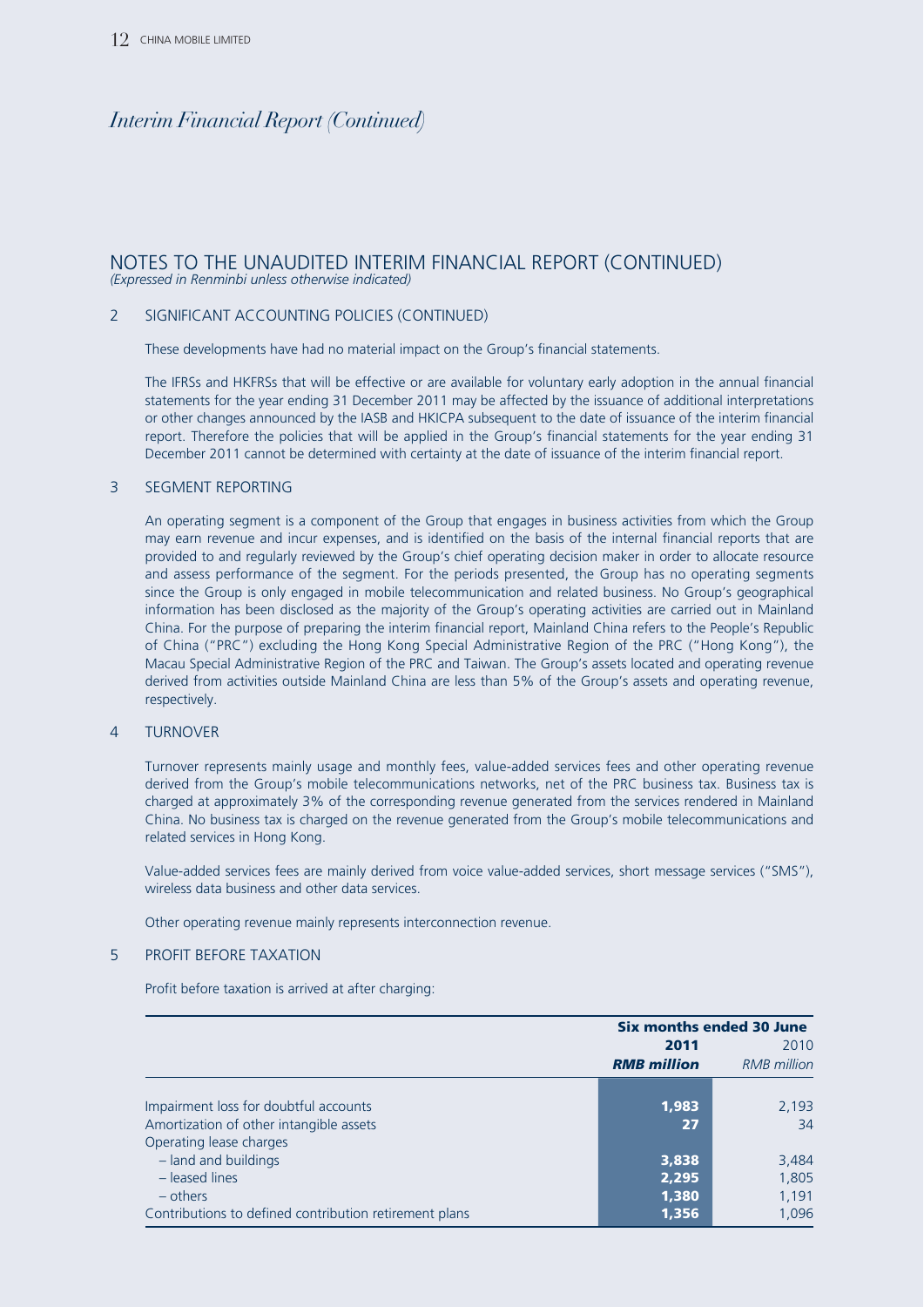# Interim Financial Report (Continued)

## NOTES TO THE UNAUDITED INTERIM FINANCIAL REPORT (CONTINUED)

*(Expressed in Renminbi unless otherwise indicated)*

### 2 SIGNIFICANT ACCOUNTING POLICIES (CONTINUED)

These developments have had no material impact on the Group's financial statements.

The IFRSs and HKFRSs that will be effective or are available for voluntary early adoption in the annual financial statements for the year ending 31 December 2011 may be affected by the issuance of additional interpretations or other changes announced by the IASB and HKICPA subsequent to the date of issuance of the interim financial report. Therefore the policies that will be applied in the Group's financial statements for the year ending 31 December 2011 cannot be determined with certainty at the date of issuance of the interim financial report.

### 3 SEGMENT REPORTING

An operating segment is a component of the Group that engages in business activities from which the Group may earn revenue and incur expenses, and is identified on the basis of the internal financial reports that are provided to and regularly reviewed by the Group's chief operating decision maker in order to allocate resource and assess performance of the segment. For the periods presented, the Group has no operating segments since the Group is only engaged in mobile telecommunication and related business. No Group's geographical information has been disclosed as the majority of the Group's operating activities are carried out in Mainland China. For the purpose of preparing the interim financial report, Mainland China refers to the People's Republic of China ("PRC") excluding the Hong Kong Special Administrative Region of the PRC ("Hong Kong"), the Macau Special Administrative Region of the PRC and Taiwan. The Group's assets located and operating revenue derived from activities outside Mainland China are less than 5% of the Group's assets and operating revenue, respectively.

### 4 TURNOVER

Turnover represents mainly usage and monthly fees, value-added services fees and other operating revenue derived from the Group's mobile telecommunications networks, net of the PRC business tax. Business tax is charged at approximately 3% of the corresponding revenue generated from the services rendered in Mainland China. No business tax is charged on the revenue generated from the Group's mobile telecommunications and related services in Hong Kong.

Value-added services fees are mainly derived from voice value-added services, short message services ("SMS"), wireless data business and other data services.

Other operating revenue mainly represents interconnection revenue.

### 5 PROFIT BEFORE TAXATION

Profit before taxation is arrived at after charging:

| | **Six months ended 30 June** | |
|---|---|---|
| | **2011** | 2010 |
| | ***RMB million*** | *RMB million* |
| Impairment loss for doubtful accounts | **1,983** | 2,193 |
| Amortization of other intangible assets | **27** | 34 |
| Operating lease charges | | |
| – land and buildings | **3,838** | 3,484 |
| – leased lines | **2,295** | 1,805 |
| – others | **1,380** | 1,191 |
| Contributions to defined contribution retirement plans | **1,356** | 1,096 |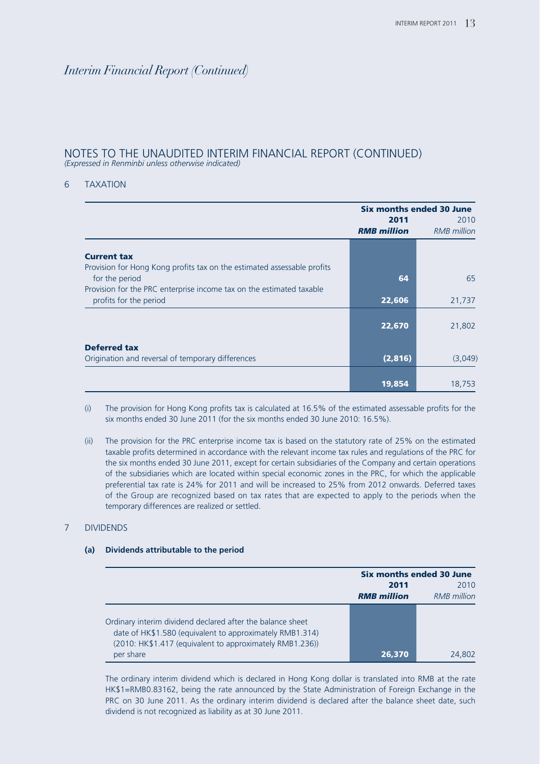# Interim Financial Report (Continued)

## NOTES TO THE UNAUDITED INTERIM FINANCIAL REPORT (CONTINUED)

*(Expressed in Renminbi unless otherwise indicated)*

### 6 TAXATION

| | Six months ended 30 June | |
|---|---|---|
| | **2011** | 2010 |
| | ***RMB million*** | *RMB million* |
| **Current tax** | | |
| Provision for Hong Kong profits tax on the estimated assessable profits for the period | **64** | 65 |
| Provision for the PRC enterprise income tax on the estimated taxable profits for the period | **22,606** | 21,737 |
| | **22,670** | 21,802 |
| **Deferred tax** | | |
| Origination and reversal of temporary differences | **(2,816)** | (3,049) |
| | **19,854** | 18,753 |

(i) The provision for Hong Kong profits tax is calculated at 16.5% of the estimated assessable profits for the six months ended 30 June 2011 (for the six months ended 30 June 2010: 16.5%).

(ii) The provision for the PRC enterprise income tax is based on the statutory rate of 25% on the estimated taxable profits determined in accordance with the relevant income tax rules and regulations of the PRC for the six months ended 30 June 2011, except for certain subsidiaries of the Company and certain operations of the subsidiaries which are located within special economic zones in the PRC, for which the applicable preferential tax rate is 24% for 2011 and will be increased to 25% from 2012 onwards. Deferred taxes of the Group are recognized based on tax rates that are expected to apply to the periods when the temporary differences are realized or settled.

### 7 DIVIDENDS

#### (a) Dividends attributable to the period

| | Six months ended 30 June | |
|---|---|---|
| | **2011** | 2010 |
| | ***RMB million*** | *RMB million* |
| Ordinary interim dividend declared after the balance sheet date of HK$1.580 (equivalent to approximately RMB1.314) (2010: HK$1.417 (equivalent to approximately RMB1.236)) per share | **26,370** | 24,802 |

The ordinary interim dividend which is declared in Hong Kong dollar is translated into RMB at the rate HK$1=RMB0.83162, being the rate announced by the State Administration of Foreign Exchange in the PRC on 30 June 2011. As the ordinary interim dividend is declared after the balance sheet date, such dividend is not recognized as liability as at 30 June 2011.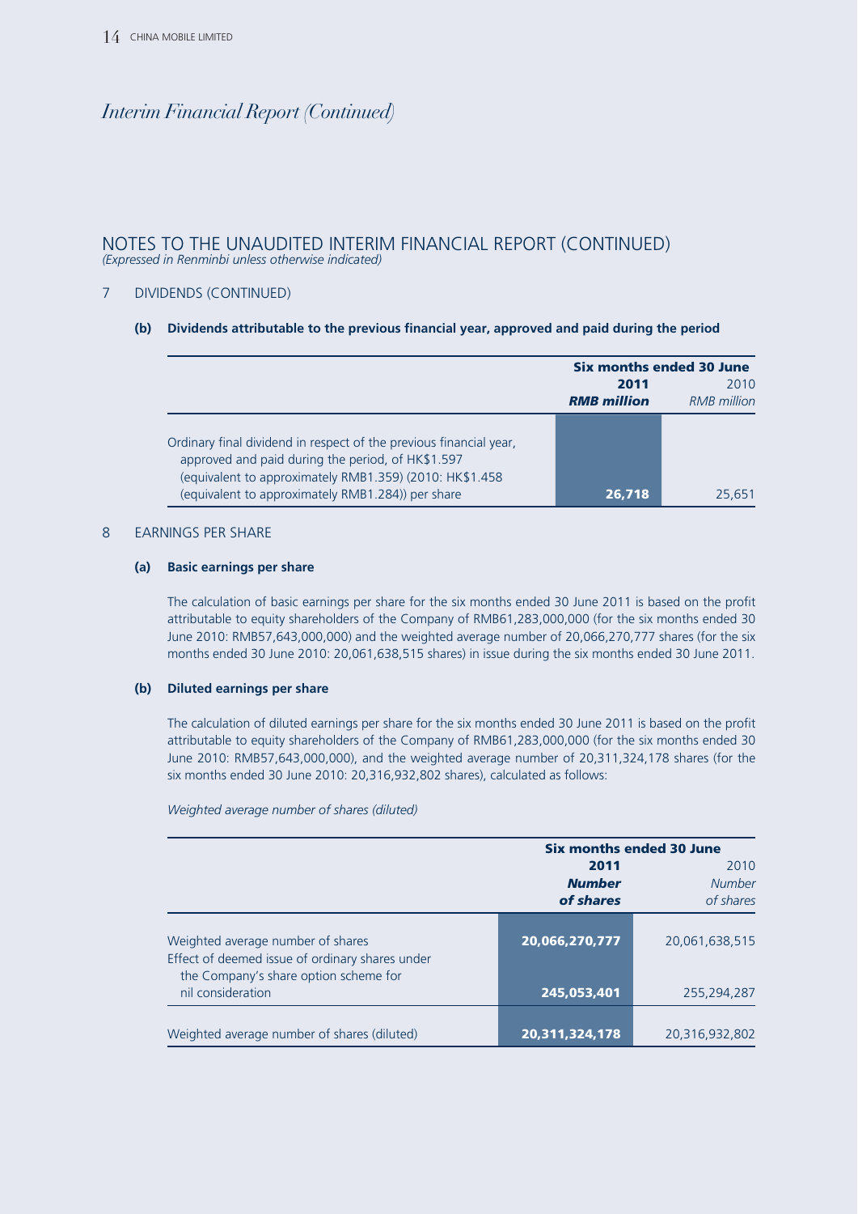# Interim Financial Report (Continued)

## NOTES TO THE UNAUDITED INTERIM FINANCIAL REPORT (CONTINUED)

*(Expressed in Renminbi unless otherwise indicated)*

### 7 DIVIDENDS (CONTINUED)

#### (b) Dividends attributable to the previous financial year, approved and paid during the period

| | Six months ended 30 June | |
|---|---|---|
| | **2011** | 2010 |
| | ***RMB million*** | *RMB million* |
| Ordinary final dividend in respect of the previous financial year, approved and paid during the period, of HK$1.597 (equivalent to approximately RMB1.359) (2010: HK$1.458 (equivalent to approximately RMB1.284)) per share | **26,718** | 25,651 |

### 8 EARNINGS PER SHARE

#### (a) Basic earnings per share

The calculation of basic earnings per share for the six months ended 30 June 2011 is based on the profit attributable to equity shareholders of the Company of RMB61,283,000,000 (for the six months ended 30 June 2010: RMB57,643,000,000) and the weighted average number of 20,066,270,777 shares (for the six months ended 30 June 2010: 20,061,638,515 shares) in issue during the six months ended 30 June 2011.

#### (b) Diluted earnings per share

The calculation of diluted earnings per share for the six months ended 30 June 2011 is based on the profit attributable to equity shareholders of the Company of RMB61,283,000,000 (for the six months ended 30 June 2010: RMB57,643,000,000), and the weighted average number of 20,311,324,178 shares (for the six months ended 30 June 2010: 20,316,932,802 shares), calculated as follows:

*Weighted average number of shares (diluted)*

| | Six months ended 30 June | |
|---|---|---|
| | **2011** | 2010 |
| | ***Number of shares*** | *Number of shares* |
| Weighted average number of shares | **20,066,270,777** | 20,061,638,515 |
| Effect of deemed issue of ordinary shares under the Company's share option scheme for nil consideration | **245,053,401** | 255,294,287 |
| Weighted average number of shares (diluted) | **20,311,324,178** | 20,316,932,802 |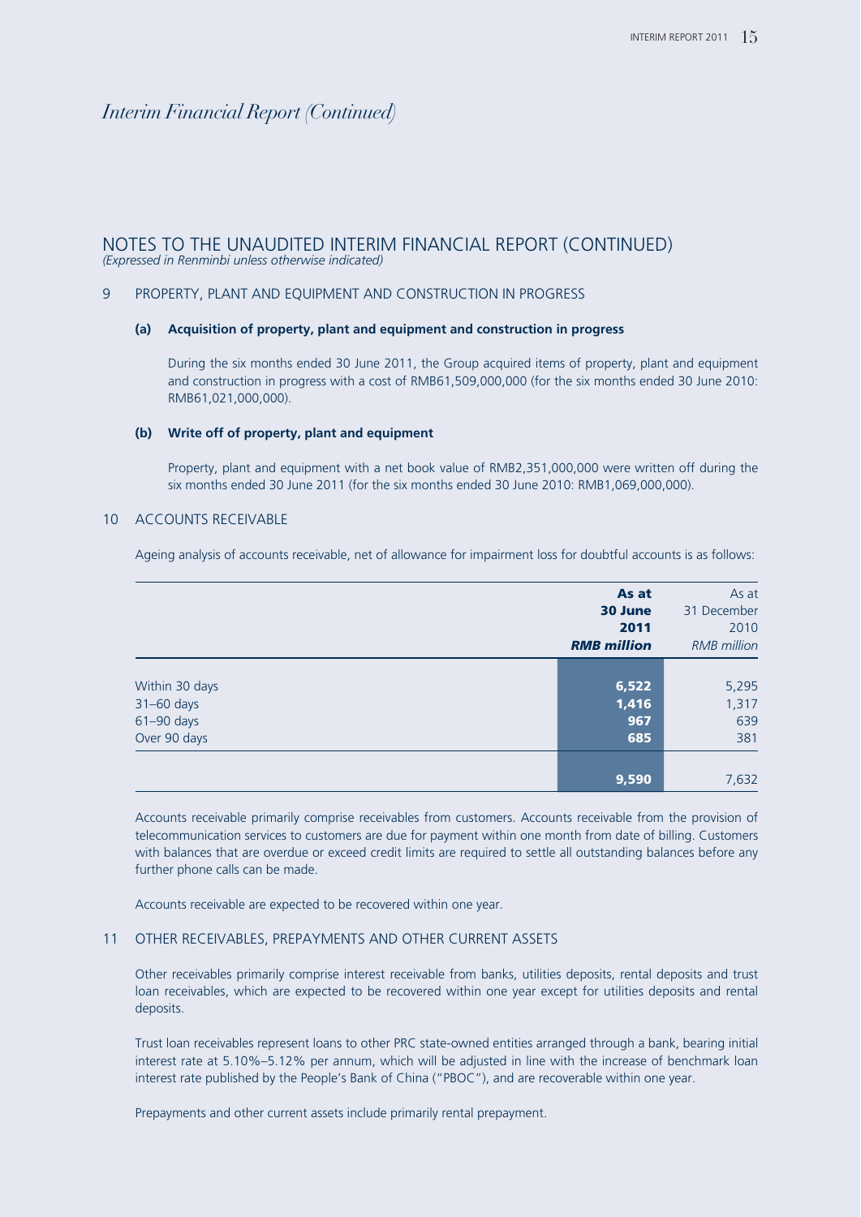# Interim Financial Report (Continued)

## NOTES TO THE UNAUDITED INTERIM FINANCIAL REPORT (CONTINUED)

*(Expressed in Renminbi unless otherwise indicated)*

### 9 PROPERTY, PLANT AND EQUIPMENT AND CONSTRUCTION IN PROGRESS

**(a) Acquisition of property, plant and equipment and construction in progress**

During the six months ended 30 June 2011, the Group acquired items of property, plant and equipment and construction in progress with a cost of RMB61,509,000,000 (for the six months ended 30 June 2010: RMB61,021,000,000).

**(b) Write off of property, plant and equipment**

Property, plant and equipment with a net book value of RMB2,351,000,000 were written off during the six months ended 30 June 2011 (for the six months ended 30 June 2010: RMB1,069,000,000).

### 10 ACCOUNTS RECEIVABLE

Ageing analysis of accounts receivable, net of allowance for impairment loss for doubtful accounts is as follows:

| | **As at 30 June 2011** | As at 31 December 2010 |
|---|---|---|
| | ***RMB million*** | *RMB million* |
| Within 30 days | **6,522** | 5,295 |
| 31–60 days | **1,416** | 1,317 |
| 61–90 days | **967** | 639 |
| Over 90 days | **685** | 381 |
| | **9,590** | 7,632 |

Accounts receivable primarily comprise receivables from customers. Accounts receivable from the provision of telecommunication services to customers are due for payment within one month from date of billing. Customers with balances that are overdue or exceed credit limits are required to settle all outstanding balances before any further phone calls can be made.

Accounts receivable are expected to be recovered within one year.

### 11 OTHER RECEIVABLES, PREPAYMENTS AND OTHER CURRENT ASSETS

Other receivables primarily comprise interest receivable from banks, utilities deposits, rental deposits and trust loan receivables, which are expected to be recovered within one year except for utilities deposits and rental deposits.

Trust loan receivables represent loans to other PRC state-owned entities arranged through a bank, bearing initial interest rate at 5.10%–5.12% per annum, which will be adjusted in line with the increase of benchmark loan interest rate published by the People's Bank of China ("PBOC"), and are recoverable within one year.

Prepayments and other current assets include primarily rental prepayment.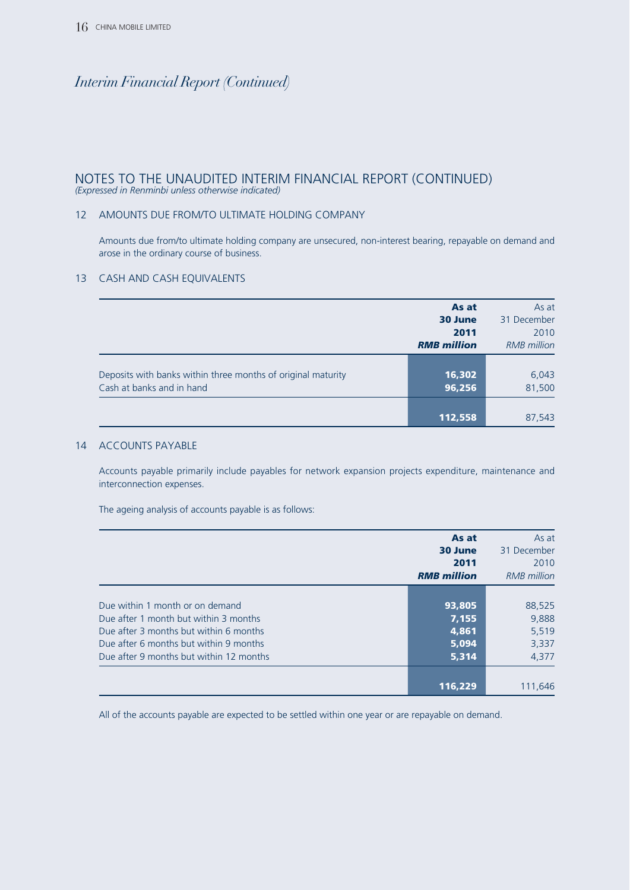# Interim Financial Report (Continued)

## NOTES TO THE UNAUDITED INTERIM FINANCIAL REPORT (CONTINUED)

*(Expressed in Renminbi unless otherwise indicated)*

### 12 AMOUNTS DUE FROM/TO ULTIMATE HOLDING COMPANY

Amounts due from/to ultimate holding company are unsecured, non-interest bearing, repayable on demand and arose in the ordinary course of business.

### 13 CASH AND CASH EQUIVALENTS

| | **As at 30 June 2011** ***RMB million*** | As at 31 December 2010 *RMB million* |
|---|---|---|
| Deposits with banks within three months of original maturity | **16,302** | 6,043 |
| Cash at banks and in hand | **96,256** | 81,500 |
| | **112,558** | 87,543 |

### 14 ACCOUNTS PAYABLE

Accounts payable primarily include payables for network expansion projects expenditure, maintenance and interconnection expenses.

The ageing analysis of accounts payable is as follows:

| | **As at 30 June 2011** ***RMB million*** | As at 31 December 2010 *RMB million* |
|---|---|---|
| Due within 1 month or on demand | **93,805** | 88,525 |
| Due after 1 month but within 3 months | **7,155** | 9,888 |
| Due after 3 months but within 6 months | **4,861** | 5,519 |
| Due after 6 months but within 9 months | **5,094** | 3,337 |
| Due after 9 months but within 12 months | **5,314** | 4,377 |
| | **116,229** | 111,646 |

All of the accounts payable are expected to be settled within one year or are repayable on demand.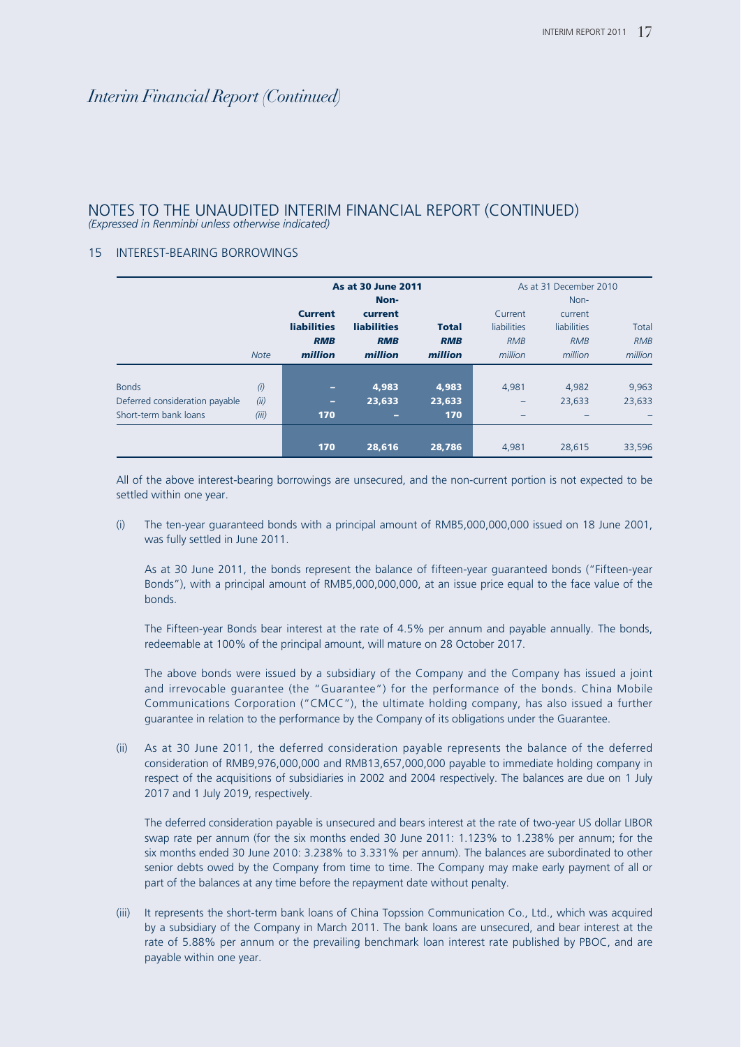# Interim Financial Report (Continued)

## NOTES TO THE UNAUDITED INTERIM FINANCIAL REPORT (CONTINUED)

*(Expressed in Renminbi unless otherwise indicated)*

### 15 INTEREST-BEARING BORROWINGS

| | | **As at 30 June 2011** | | | As at 31 December 2010 | | |
|---|---|---|---|---|---|---|---|
| | *Note* | **Current liabilities** ***RMB million*** | **Non-current liabilities** ***RMB million*** | **Total** ***RMB million*** | Current liabilities *RMB million* | Non-current liabilities *RMB million* | Total *RMB million* |
| Bonds | *(i)* | **–** | **4,983** | **4,983** | 4,981 | 4,982 | 9,963 |
| Deferred consideration payable | *(ii)* | **–** | **23,633** | **23,633** | – | 23,633 | 23,633 |
| Short-term bank loans | *(iii)* | **170** | **–** | **170** | – | – | – |
| | | **170** | **28,616** | **28,786** | 4,981 | 28,615 | 33,596 |

All of the above interest-bearing borrowings are unsecured, and the non-current portion is not expected to be settled within one year.

(i) The ten-year guaranteed bonds with a principal amount of RMB5,000,000,000 issued on 18 June 2001, was fully settled in June 2011.

As at 30 June 2011, the bonds represent the balance of fifteen-year guaranteed bonds ("Fifteen-year Bonds"), with a principal amount of RMB5,000,000,000, at an issue price equal to the face value of the bonds.

The Fifteen-year Bonds bear interest at the rate of 4.5% per annum and payable annually. The bonds, redeemable at 100% of the principal amount, will mature on 28 October 2017.

The above bonds were issued by a subsidiary of the Company and the Company has issued a joint and irrevocable guarantee (the "Guarantee") for the performance of the bonds. China Mobile Communications Corporation ("CMCC"), the ultimate holding company, has also issued a further guarantee in relation to the performance by the Company of its obligations under the Guarantee.

(ii) As at 30 June 2011, the deferred consideration payable represents the balance of the deferred consideration of RMB9,976,000,000 and RMB13,657,000,000 payable to immediate holding company in respect of the acquisitions of subsidiaries in 2002 and 2004 respectively. The balances are due on 1 July 2017 and 1 July 2019, respectively.

The deferred consideration payable is unsecured and bears interest at the rate of two-year US dollar LIBOR swap rate per annum (for the six months ended 30 June 2011: 1.123% to 1.238% per annum; for the six months ended 30 June 2010: 3.238% to 3.331% per annum). The balances are subordinated to other senior debts owed by the Company from time to time. The Company may make early payment of all or part of the balances at any time before the repayment date without penalty.

(iii) It represents the short-term bank loans of China Topssion Communication Co., Ltd., which was acquired by a subsidiary of the Company in March 2011. The bank loans are unsecured, and bear interest at the rate of 5.88% per annum or the prevailing benchmark loan interest rate published by PBOC, and are payable within one year.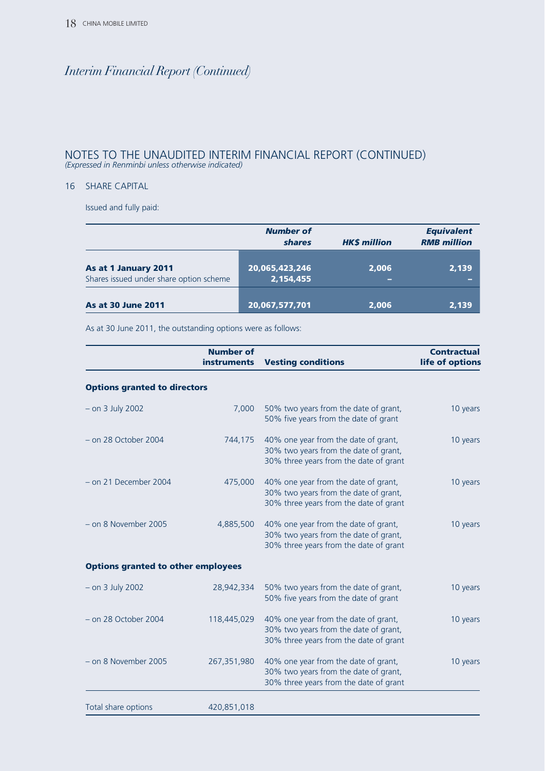*Interim Financial Report (Continued)*

# NOTES TO THE UNAUDITED INTERIM FINANCIAL REPORT (CONTINUED)

*(Expressed in Renminbi unless otherwise indicated)*

## 16 SHARE CAPITAL

Issued and fully paid:

| | ***Number of shares*** | ***HK$ million*** | ***Equivalent RMB million*** |
|---|---|---|---|
| **As at 1 January 2011** | **20,065,423,246** | **2,006** | **2,139** |
| Shares issued under share option scheme | **2,154,455** | **–** | **–** |
| **As at 30 June 2011** | **20,067,577,701** | **2,006** | **2,139** |

As at 30 June 2011, the outstanding options were as follows:

| | **Number of instruments** | **Vesting conditions** | **Contractual life of options** |
|---|---|---|---|
| **Options granted to directors** | | | |
| – on 3 July 2002 | 7,000 | 50% two years from the date of grant, 50% five years from the date of grant | 10 years |
| – on 28 October 2004 | 744,175 | 40% one year from the date of grant, 30% two years from the date of grant, 30% three years from the date of grant | 10 years |
| – on 21 December 2004 | 475,000 | 40% one year from the date of grant, 30% two years from the date of grant, 30% three years from the date of grant | 10 years |
| – on 8 November 2005 | 4,885,500 | 40% one year from the date of grant, 30% two years from the date of grant, 30% three years from the date of grant | 10 years |
| **Options granted to other employees** | | | |
| – on 3 July 2002 | 28,942,334 | 50% two years from the date of grant, 50% five years from the date of grant | 10 years |
| – on 28 October 2004 | 118,445,029 | 40% one year from the date of grant, 30% two years from the date of grant, 30% three years from the date of grant | 10 years |
| – on 8 November 2005 | 267,351,980 | 40% one year from the date of grant, 30% two years from the date of grant, 30% three years from the date of grant | 10 years |
| Total share options | 420,851,018 | | |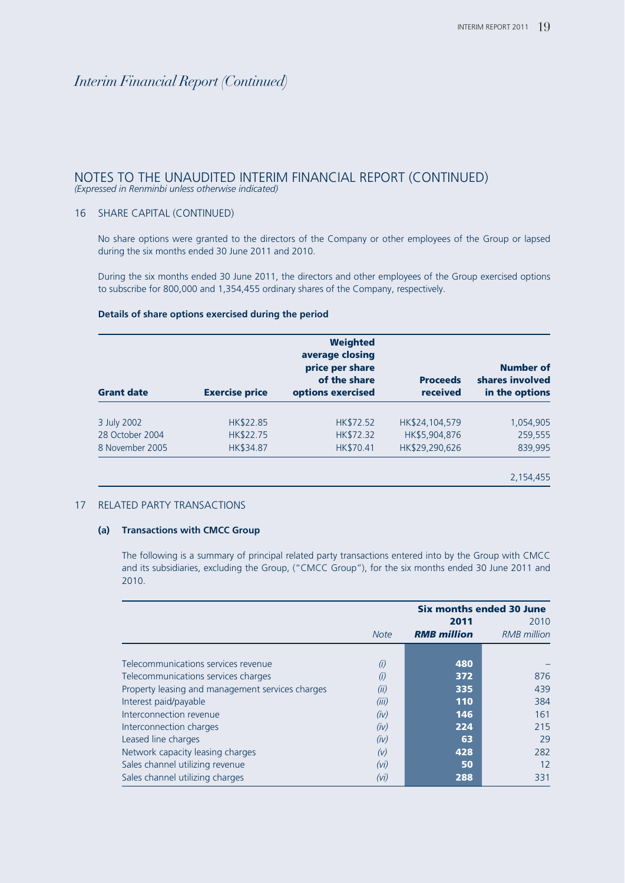# Interim Financial Report (Continued)

## NOTES TO THE UNAUDITED INTERIM FINANCIAL REPORT (CONTINUED)

*(Expressed in Renminbi unless otherwise indicated)*

### 16 SHARE CAPITAL (CONTINUED)

No share options were granted to the directors of the Company or other employees of the Group or lapsed during the six months ended 30 June 2011 and 2010.

During the six months ended 30 June 2011, the directors and other employees of the Group exercised options to subscribe for 800,000 and 1,354,455 ordinary shares of the Company, respectively.

**Details of share options exercised during the period**

| Grant date | Exercise price | Weighted average closing price per share of the share options exercised | Proceeds received | Number of shares involved in the options |
|---|---|---|---|---|
| 3 July 2002 | HK$22.85 | HK$72.52 | HK$24,104,579 | 1,054,905 |
| 28 October 2004 | HK$22.75 | HK$72.32 | HK$5,904,876 | 259,555 |
| 8 November 2005 | HK$34.87 | HK$70.41 | HK$29,290,626 | 839,995 |
| | | | | 2,154,455 |

### 17 RELATED PARTY TRANSACTIONS

#### (a) Transactions with CMCC Group

The following is a summary of principal related party transactions entered into by the Group with CMCC and its subsidiaries, excluding the Group, ("CMCC Group"), for the six months ended 30 June 2011 and 2010.

| | | Six months ended 30 June | |
|---|---|---|---|
| | | **2011** | 2010 |
| | *Note* | ***RMB million*** | *RMB million* |
| Telecommunications services revenue | *(i)* | **480** | – |
| Telecommunications services charges | *(i)* | **372** | 876 |
| Property leasing and management services charges | *(ii)* | **335** | 439 |
| Interest paid/payable | *(iii)* | **110** | 384 |
| Interconnection revenue | *(iv)* | **146** | 161 |
| Interconnection charges | *(iv)* | **224** | 215 |
| Leased line charges | *(iv)* | **63** | 29 |
| Network capacity leasing charges | *(v)* | **428** | 282 |
| Sales channel utilizing revenue | *(vi)* | **50** | 12 |
| Sales channel utilizing charges | *(vi)* | **288** | 331 |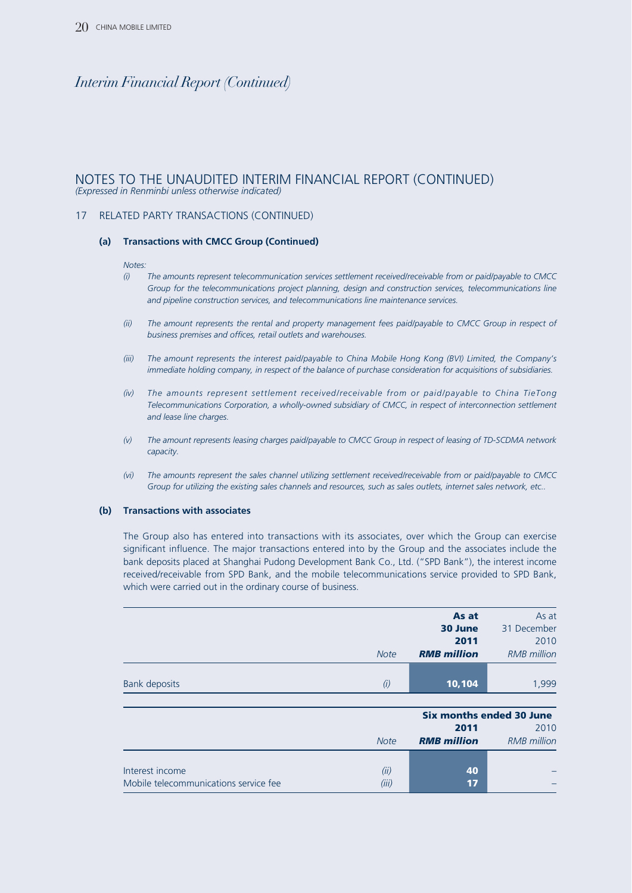*Interim Financial Report (Continued)*

# NOTES TO THE UNAUDITED INTERIM FINANCIAL REPORT (CONTINUED)

*(Expressed in Renminbi unless otherwise indicated)*

## 17 RELATED PARTY TRANSACTIONS (CONTINUED)

### (a) Transactions with CMCC Group (Continued)

*Notes:*

*(i) The amounts represent telecommunication services settlement received/receivable from or paid/payable to CMCC Group for the telecommunications project planning, design and construction services, telecommunications line and pipeline construction services, and telecommunications line maintenance services.*

*(ii) The amount represents the rental and property management fees paid/payable to CMCC Group in respect of business premises and offices, retail outlets and warehouses.*

*(iii) The amount represents the interest paid/payable to China Mobile Hong Kong (BVI) Limited, the Company's immediate holding company, in respect of the balance of purchase consideration for acquisitions of subsidiaries.*

*(iv) The amounts represent settlement received/receivable from or paid/payable to China TieTong Telecommunications Corporation, a wholly-owned subsidiary of CMCC, in respect of interconnection settlement and lease line charges.*

*(v) The amount represents leasing charges paid/payable to CMCC Group in respect of leasing of TD-SCDMA network capacity.*

*(vi) The amounts represent the sales channel utilizing settlement received/receivable from or paid/payable to CMCC Group for utilizing the existing sales channels and resources, such as sales outlets, internet sales network, etc..*

### (b) Transactions with associates

The Group also has entered into transactions with its associates, over which the Group can exercise significant influence. The major transactions entered into by the Group and the associates include the bank deposits placed at Shanghai Pudong Development Bank Co., Ltd. ("SPD Bank"), the interest income received/receivable from SPD Bank, and the mobile telecommunications service provided to SPD Bank, which were carried out in the ordinary course of business.

| | Note | **As at 30 June 2011** ***RMB million*** | As at 31 December 2010 *RMB million* |
|---|---|---|---|
| Bank deposits | *(i)* | **10,104** | 1,999 |

| | Note | **Six months ended 30 June** | |
|---|---|---|---|
| | | **2011** ***RMB million*** | 2010 *RMB million* |
| Interest income | *(ii)* | **40** | – |
| Mobile telecommunications service fee | *(iii)* | **17** | – |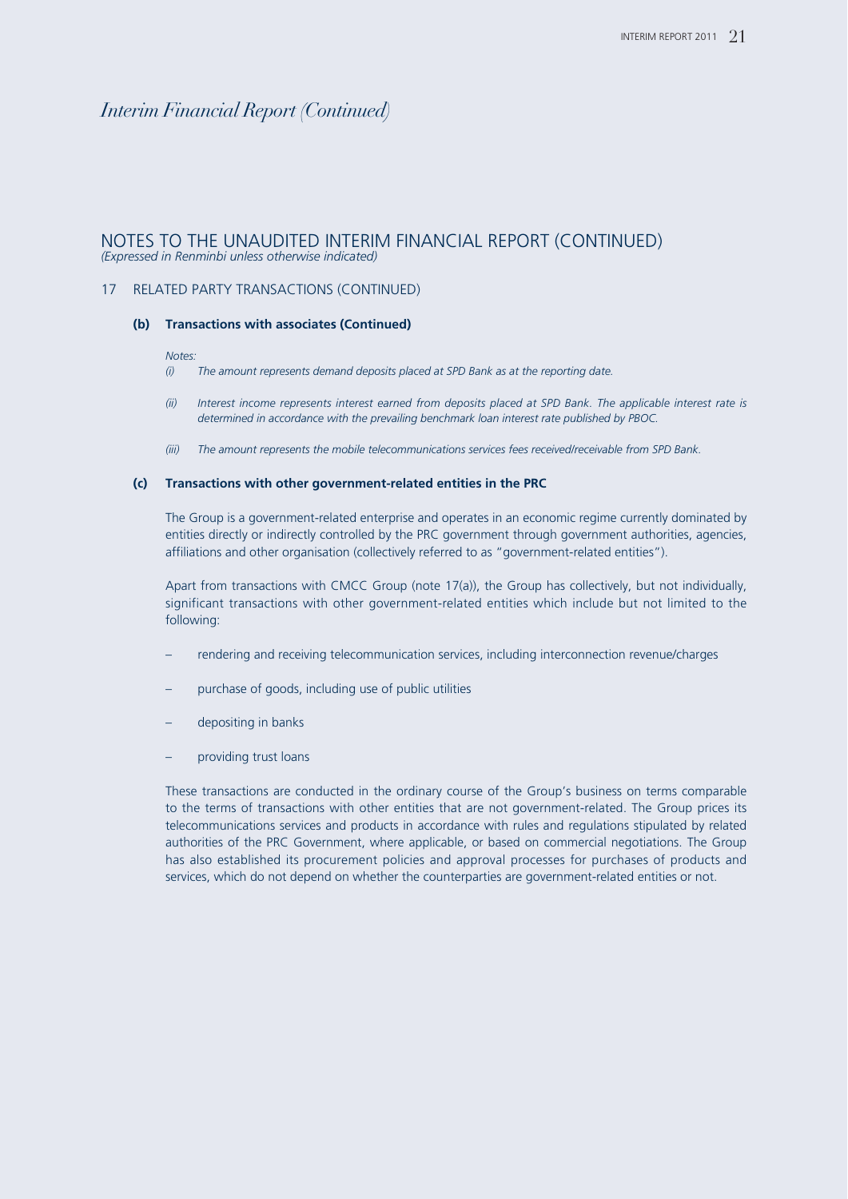# Interim Financial Report (Continued)

## NOTES TO THE UNAUDITED INTERIM FINANCIAL REPORT (CONTINUED)

*(Expressed in Renminbi unless otherwise indicated)*

### 17 RELATED PARTY TRANSACTIONS (CONTINUED)

#### (b) Transactions with associates (Continued)

*Notes:*

*(i) The amount represents demand deposits placed at SPD Bank as at the reporting date.*

*(ii) Interest income represents interest earned from deposits placed at SPD Bank. The applicable interest rate is determined in accordance with the prevailing benchmark loan interest rate published by PBOC.*

*(iii) The amount represents the mobile telecommunications services fees received/receivable from SPD Bank.*

#### (c) Transactions with other government-related entities in the PRC

The Group is a government-related enterprise and operates in an economic regime currently dominated by entities directly or indirectly controlled by the PRC government through government authorities, agencies, affiliations and other organisation (collectively referred to as "government-related entities").

Apart from transactions with CMCC Group (note 17(a)), the Group has collectively, but not individually, significant transactions with other government-related entities which include but not limited to the following:

- rendering and receiving telecommunication services, including interconnection revenue/charges
- purchase of goods, including use of public utilities
- depositing in banks
- providing trust loans

These transactions are conducted in the ordinary course of the Group's business on terms comparable to the terms of transactions with other entities that are not government-related. The Group prices its telecommunications services and products in accordance with rules and regulations stipulated by related authorities of the PRC Government, where applicable, or based on commercial negotiations. The Group has also established its procurement policies and approval processes for purchases of products and services, which do not depend on whether the counterparties are government-related entities or not.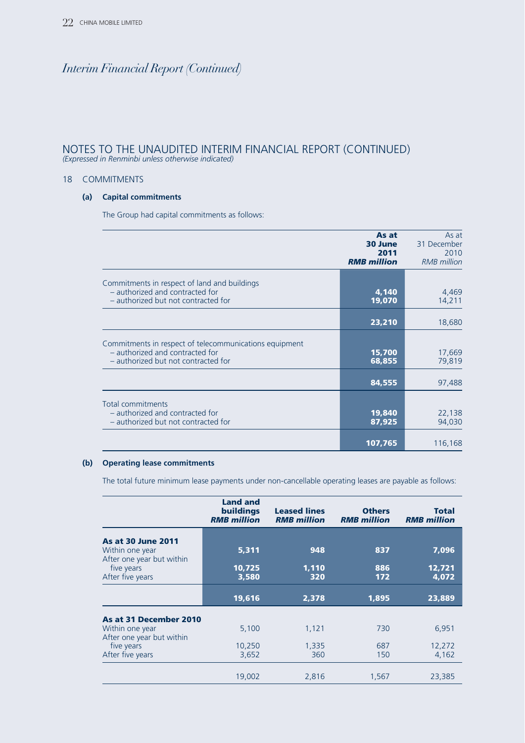# Interim Financial Report (Continued)

## NOTES TO THE UNAUDITED INTERIM FINANCIAL REPORT (CONTINUED)

*(Expressed in Renminbi unless otherwise indicated)*

### 18 COMMITMENTS

#### (a) Capital commitments

The Group had capital commitments as follows:

| | **As at 30 June 2011** ***RMB million*** | As at 31 December 2010 *RMB million* |
|---|---|---|
| Commitments in respect of land and buildings | | |
| – authorized and contracted for | **4,140** | 4,469 |
| – authorized but not contracted for | **19,070** | 14,211 |
| | **23,210** | 18,680 |
| Commitments in respect of telecommunications equipment | | |
| – authorized and contracted for | **15,700** | 17,669 |
| – authorized but not contracted for | **68,855** | 79,819 |
| | **84,555** | 97,488 |
| Total commitments | | |
| – authorized and contracted for | **19,840** | 22,138 |
| – authorized but not contracted for | **87,925** | 94,030 |
| | **107,765** | 116,168 |

#### (b) Operating lease commitments

The total future minimum lease payments under non-cancellable operating leases are payable as follows:

| | **Land and buildings** ***RMB million*** | **Leased lines** ***RMB million*** | **Others** ***RMB million*** | **Total** ***RMB million*** |
|---|---|---|---|---|
| **As at 30 June 2011** | | | | |
| Within one year | **5,311** | **948** | **837** | **7,096** |
| After one year but within five years | **10,725** | **1,110** | **886** | **12,721** |
| After five years | **3,580** | **320** | **172** | **4,072** |
| | **19,616** | **2,378** | **1,895** | **23,889** |
| **As at 31 December 2010** | | | | |
| Within one year | 5,100 | 1,121 | 730 | 6,951 |
| After one year but within five years | 10,250 | 1,335 | 687 | 12,272 |
| After five years | 3,652 | 360 | 150 | 4,162 |
| | 19,002 | 2,816 | 1,567 | 23,385 |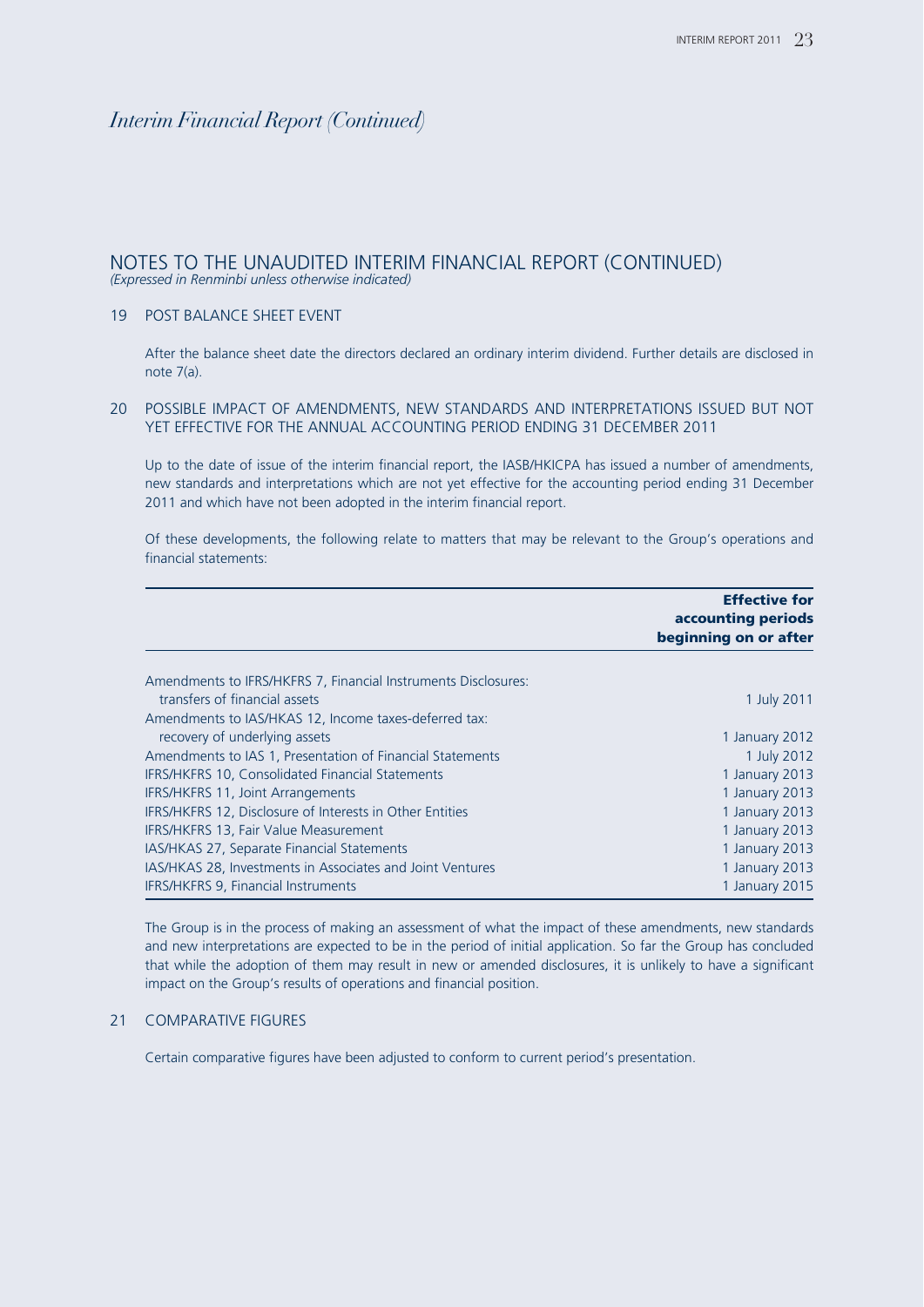*Interim Financial Report (Continued)*

# NOTES TO THE UNAUDITED INTERIM FINANCIAL REPORT (CONTINUED)

*(Expressed in Renminbi unless otherwise indicated)*

## 19 POST BALANCE SHEET EVENT

After the balance sheet date the directors declared an ordinary interim dividend. Further details are disclosed in note 7(a).

## 20 POSSIBLE IMPACT OF AMENDMENTS, NEW STANDARDS AND INTERPRETATIONS ISSUED BUT NOT YET EFFECTIVE FOR THE ANNUAL ACCOUNTING PERIOD ENDING 31 DECEMBER 2011

Up to the date of issue of the interim financial report, the IASB/HKICPA has issued a number of amendments, new standards and interpretations which are not yet effective for the accounting period ending 31 December 2011 and which have not been adopted in the interim financial report.

Of these developments, the following relate to matters that may be relevant to the Group's operations and financial statements:

| | **Effective for accounting periods beginning on or after** |
|---|---|
| Amendments to IFRS/HKFRS 7, Financial Instruments Disclosures: transfers of financial assets | 1 July 2011 |
| Amendments to IAS/HKAS 12, Income taxes-deferred tax: recovery of underlying assets | 1 January 2012 |
| Amendments to IAS 1, Presentation of Financial Statements | 1 July 2012 |
| IFRS/HKFRS 10, Consolidated Financial Statements | 1 January 2013 |
| IFRS/HKFRS 11, Joint Arrangements | 1 January 2013 |
| IFRS/HKFRS 12, Disclosure of Interests in Other Entities | 1 January 2013 |
| IFRS/HKFRS 13, Fair Value Measurement | 1 January 2013 |
| IAS/HKAS 27, Separate Financial Statements | 1 January 2013 |
| IAS/HKAS 28, Investments in Associates and Joint Ventures | 1 January 2013 |
| IFRS/HKFRS 9, Financial Instruments | 1 January 2015 |

The Group is in the process of making an assessment of what the impact of these amendments, new standards and new interpretations are expected to be in the period of initial application. So far the Group has concluded that while the adoption of them may result in new or amended disclosures, it is unlikely to have a significant impact on the Group's results of operations and financial position.

## 21 COMPARATIVE FIGURES

Certain comparative figures have been adjusted to conform to current period's presentation.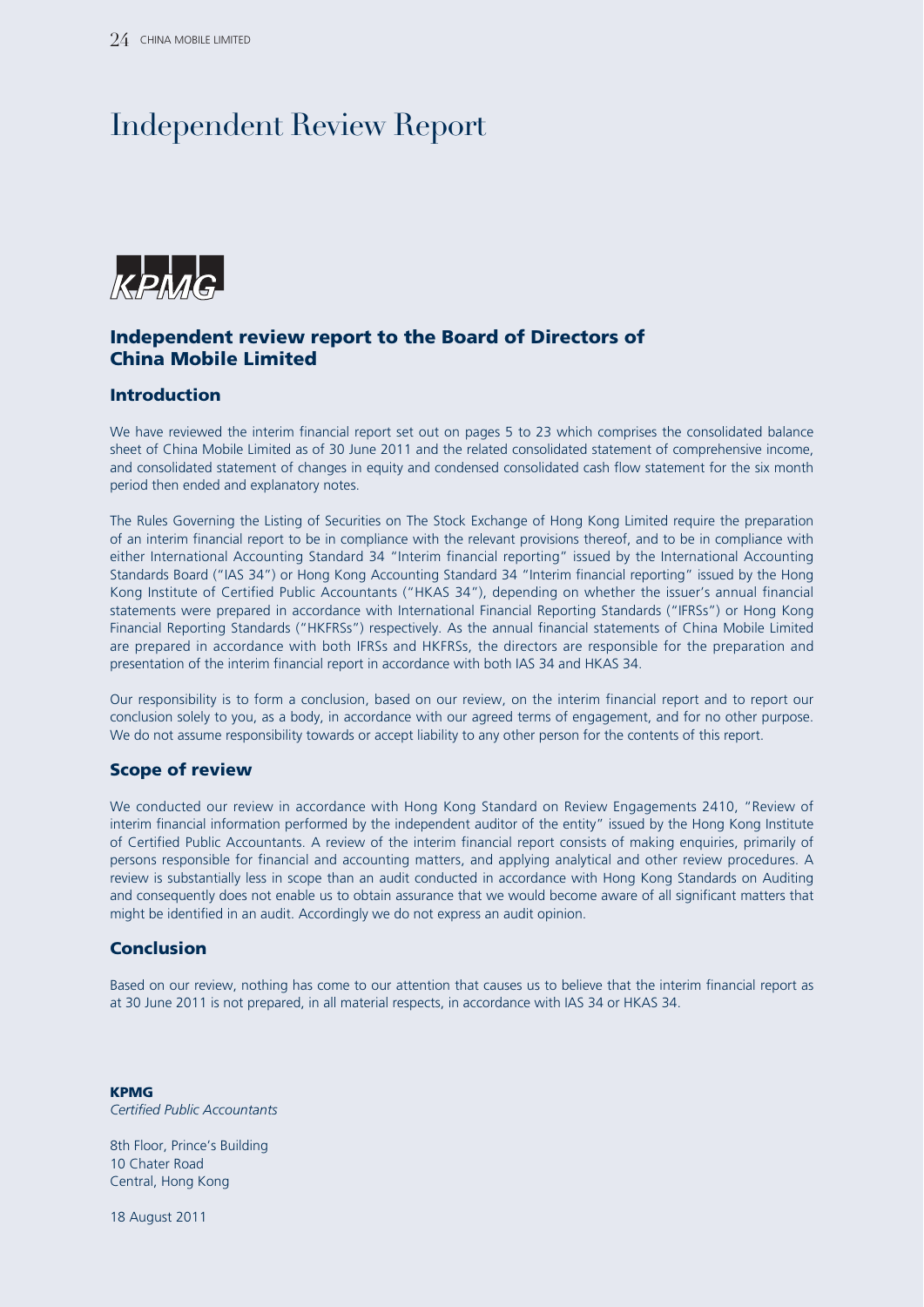# Independent Review Report

KPMG

## Independent review report to the Board of Directors of China Mobile Limited

### Introduction

We have reviewed the interim financial report set out on pages 5 to 23 which comprises the consolidated balance sheet of China Mobile Limited as of 30 June 2011 and the related consolidated statement of comprehensive income, and consolidated statement of changes in equity and condensed consolidated cash flow statement for the six month period then ended and explanatory notes.

The Rules Governing the Listing of Securities on The Stock Exchange of Hong Kong Limited require the preparation of an interim financial report to be in compliance with the relevant provisions thereof, and to be in compliance with either International Accounting Standard 34 "Interim financial reporting" issued by the International Accounting Standards Board ("IAS 34") or Hong Kong Accounting Standard 34 "Interim financial reporting" issued by the Hong Kong Institute of Certified Public Accountants ("HKAS 34"), depending on whether the issuer's annual financial statements were prepared in accordance with International Financial Reporting Standards ("IFRSs") or Hong Kong Financial Reporting Standards ("HKFRSs") respectively. As the annual financial statements of China Mobile Limited are prepared in accordance with both IFRSs and HKFRSs, the directors are responsible for the preparation and presentation of the interim financial report in accordance with both IAS 34 and HKAS 34.

Our responsibility is to form a conclusion, based on our review, on the interim financial report and to report our conclusion solely to you, as a body, in accordance with our agreed terms of engagement, and for no other purpose. We do not assume responsibility towards or accept liability to any other person for the contents of this report.

### Scope of review

We conducted our review in accordance with Hong Kong Standard on Review Engagements 2410, "Review of interim financial information performed by the independent auditor of the entity" issued by the Hong Kong Institute of Certified Public Accountants. A review of the interim financial report consists of making enquiries, primarily of persons responsible for financial and accounting matters, and applying analytical and other review procedures. A review is substantially less in scope than an audit conducted in accordance with Hong Kong Standards on Auditing and consequently does not enable us to obtain assurance that we would become aware of all significant matters that might be identified in an audit. Accordingly we do not express an audit opinion.

### Conclusion

Based on our review, nothing has come to our attention that causes us to believe that the interim financial report as at 30 June 2011 is not prepared, in all material respects, in accordance with IAS 34 or HKAS 34.

**KPMG**
*Certified Public Accountants*

8th Floor, Prince's Building
10 Chater Road
Central, Hong Kong

18 August 2011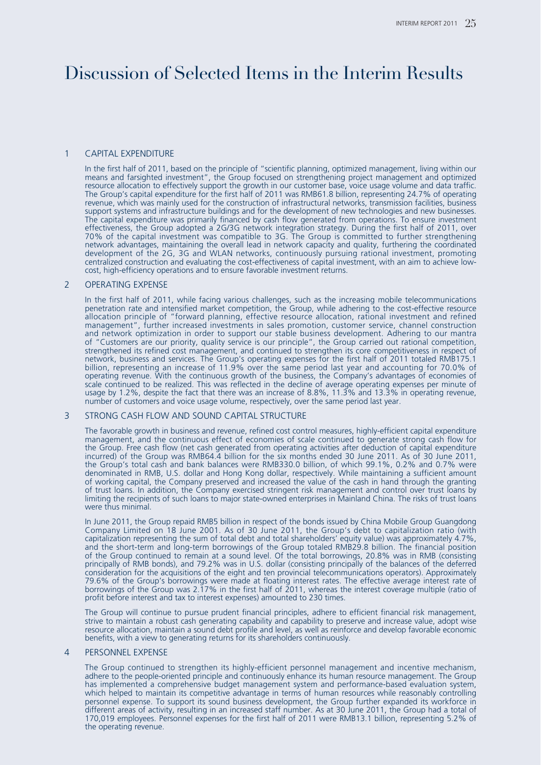# Discussion of Selected Items in the Interim Results

## 1 CAPITAL EXPENDITURE

In the first half of 2011, based on the principle of "scientific planning, optimized management, living within our means and farsighted investment", the Group focused on strengthening project management and optimized resource allocation to effectively support the growth in our customer base, voice usage volume and data traffic. The Group's capital expenditure for the first half of 2011 was RMB61.8 billion, representing 24.7% of operating revenue, which was mainly used for the construction of infrastructural networks, transmission facilities, business support systems and infrastructure buildings and for the development of new technologies and new businesses. The capital expenditure was primarily financed by cash flow generated from operations. To ensure investment effectiveness, the Group adopted a 2G/3G network integration strategy. During the first half of 2011, over 70% of the capital investment was compatible to 3G. The Group is committed to further strengthening network advantages, maintaining the overall lead in network capacity and quality, furthering the coordinated development of the 2G, 3G and WLAN networks, continuously pursuing rational investment, promoting centralized construction and evaluating the cost-effectiveness of capital investment, with an aim to achieve low-cost, high-efficiency operations and to ensure favorable investment returns.

## 2 OPERATING EXPENSE

In the first half of 2011, while facing various challenges, such as the increasing mobile telecommunications penetration rate and intensified market competition, the Group, while adhering to the cost-effective resource allocation principle of "forward planning, effective resource allocation, rational investment and refined management", further increased investments in sales promotion, customer service, channel construction and network optimization in order to support our stable business development. Adhering to our mantra of "Customers are our priority, quality service is our principle", the Group carried out rational competition, strengthened its refined cost management, and continued to strengthen its core competitiveness in respect of network, business and services. The Group's operating expenses for the first half of 2011 totaled RMB175.1 billion, representing an increase of 11.9% over the same period last year and accounting for 70.0% of operating revenue. With the continuous growth of the business, the Company's advantages of economies of scale continued to be realized. This was reflected in the decline of average operating expenses per minute of usage by 1.2%, despite the fact that there was an increase of 8.8%, 11.3% and 13.3% in operating revenue, number of customers and voice usage volume, respectively, over the same period last year.

## 3 STRONG CASH FLOW AND SOUND CAPITAL STRUCTURE

The favorable growth in business and revenue, refined cost control measures, highly-efficient capital expenditure management, and the continuous effect of economies of scale continued to generate strong cash flow for the Group. Free cash flow (net cash generated from operating activities after deduction of capital expenditure incurred) of the Group was RMB64.4 billion for the six months ended 30 June 2011. As of 30 June 2011, the Group's total cash and bank balances were RMB330.0 billion, of which 99.1%, 0.2% and 0.7% were denominated in RMB, U.S. dollar and Hong Kong dollar, respectively. While maintaining a sufficient amount of working capital, the Company preserved and increased the value of the cash in hand through the granting of trust loans. In addition, the Company exercised stringent risk management and control over trust loans by limiting the recipients of such loans to major state-owned enterprises in Mainland China. The risks of trust loans were thus minimal.

In June 2011, the Group repaid RMB5 billion in respect of the bonds issued by China Mobile Group Guangdong Company Limited on 18 June 2001. As of 30 June 2011, the Group's debt to capitalization ratio (with capitalization representing the sum of total debt and total shareholders' equity value) was approximately 4.7%, and the short-term and long-term borrowings of the Group totaled RMB29.8 billion. The financial position of the Group continued to remain at a sound level. Of the total borrowings, 20.8% was in RMB (consisting principally of RMB bonds), and 79.2% was in U.S. dollar (consisting principally of the balances of the deferred consideration for the acquisitions of the eight and ten provincial telecommunications operators). Approximately 79.6% of the Group's borrowings were made at floating interest rates. The effective average interest rate of borrowings of the Group was 2.17% in the first half of 2011, whereas the interest coverage multiple (ratio of profit before interest and tax to interest expenses) amounted to 230 times.

The Group will continue to pursue prudent financial principles, adhere to efficient financial risk management, strive to maintain a robust cash generating capability and capability to preserve and increase value, adopt wise resource allocation, maintain a sound debt profile and level, as well as reinforce and develop favorable economic benefits, with a view to generating returns for its shareholders continuously.

## 4 PERSONNEL EXPENSE

The Group continued to strengthen its highly-efficient personnel management and incentive mechanism, adhere to the people-oriented principle and continuously enhance its human resource management. The Group has implemented a comprehensive budget management system and performance-based evaluation system, which helped to maintain its competitive advantage in terms of human resources while reasonably controlling personnel expense. To support its sound business development, the Group further expanded its workforce in different areas of activity, resulting in an increased staff number. As at 30 June 2011, the Group had a total of 170,019 employees. Personnel expenses for the first half of 2011 were RMB13.1 billion, representing 5.2% of the operating revenue.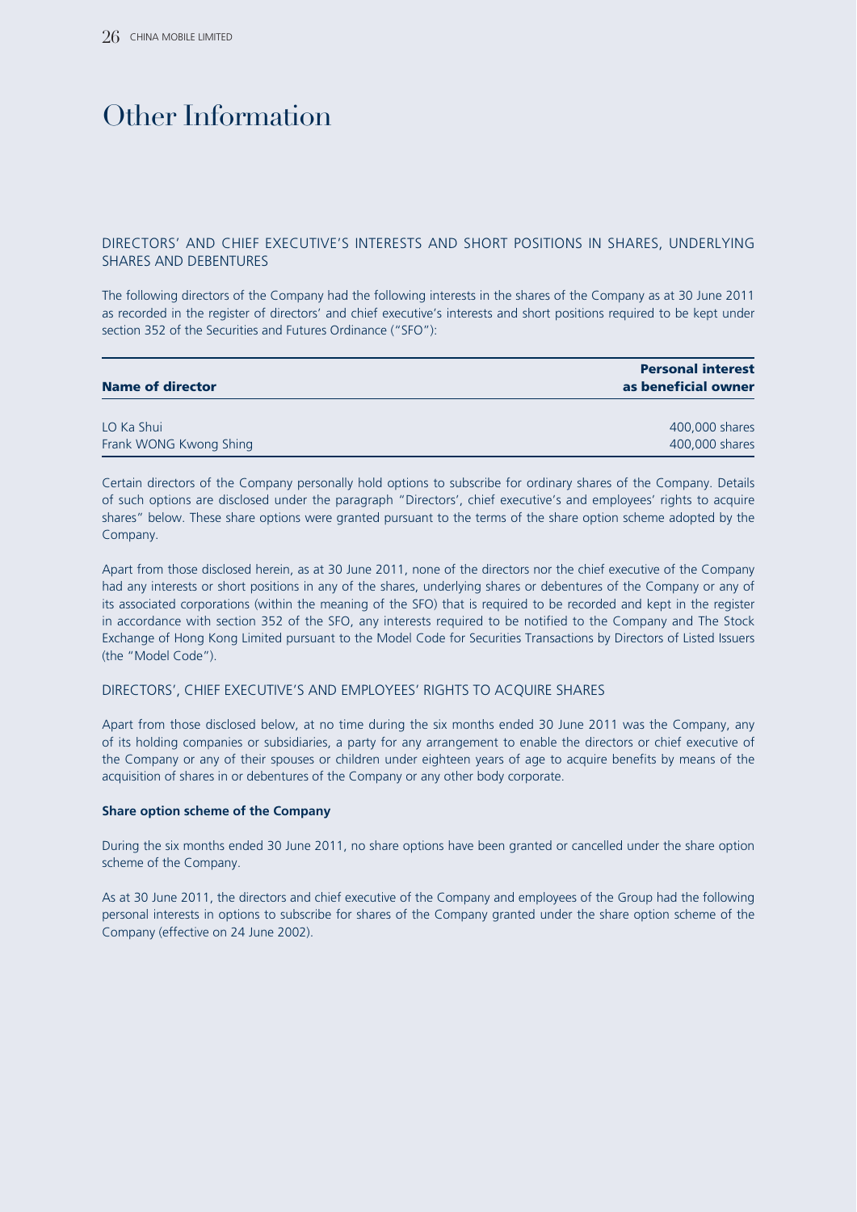# Other Information

## DIRECTORS' AND CHIEF EXECUTIVE'S INTERESTS AND SHORT POSITIONS IN SHARES, UNDERLYING SHARES AND DEBENTURES

The following directors of the Company had the following interests in the shares of the Company as at 30 June 2011 as recorded in the register of directors' and chief executive's interests and short positions required to be kept under section 352 of the Securities and Futures Ordinance ("SFO"):

| Name of director | Personal interest as beneficial owner |
|---|---|
| LO Ka Shui | 400,000 shares |
| Frank WONG Kwong Shing | 400,000 shares |

Certain directors of the Company personally hold options to subscribe for ordinary shares of the Company. Details of such options are disclosed under the paragraph "Directors', chief executive's and employees' rights to acquire shares" below. These share options were granted pursuant to the terms of the share option scheme adopted by the Company.

Apart from those disclosed herein, as at 30 June 2011, none of the directors nor the chief executive of the Company had any interests or short positions in any of the shares, underlying shares or debentures of the Company or any of its associated corporations (within the meaning of the SFO) that is required to be recorded and kept in the register in accordance with section 352 of the SFO, any interests required to be notified to the Company and The Stock Exchange of Hong Kong Limited pursuant to the Model Code for Securities Transactions by Directors of Listed Issuers (the "Model Code").

## DIRECTORS', CHIEF EXECUTIVE'S AND EMPLOYEES' RIGHTS TO ACQUIRE SHARES

Apart from those disclosed below, at no time during the six months ended 30 June 2011 was the Company, any of its holding companies or subsidiaries, a party for any arrangement to enable the directors or chief executive of the Company or any of their spouses or children under eighteen years of age to acquire benefits by means of the acquisition of shares in or debentures of the Company or any other body corporate.

**Share option scheme of the Company**

During the six months ended 30 June 2011, no share options have been granted or cancelled under the share option scheme of the Company.

As at 30 June 2011, the directors and chief executive of the Company and employees of the Group had the following personal interests in options to subscribe for shares of the Company granted under the share option scheme of the Company (effective on 24 June 2002).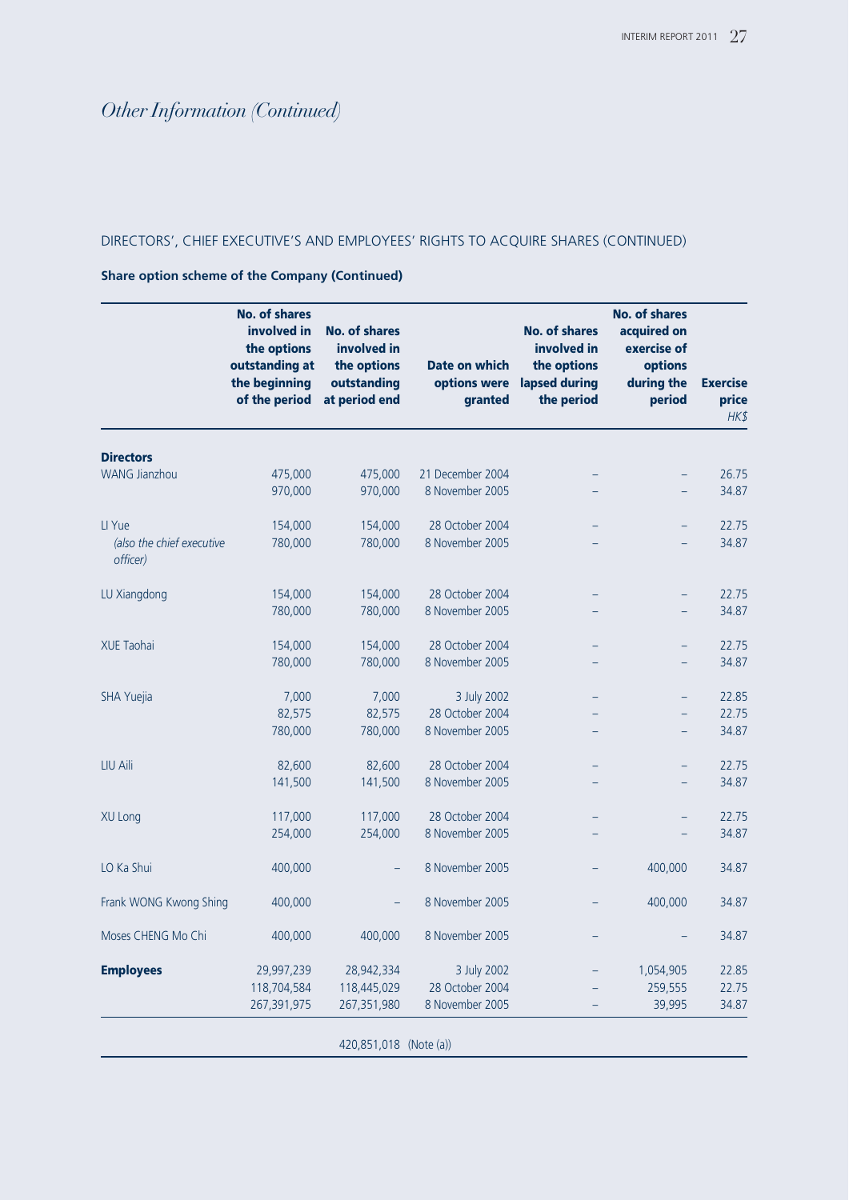# *Other Information (Continued)*

## DIRECTORS', CHIEF EXECUTIVE'S AND EMPLOYEES' RIGHTS TO ACQUIRE SHARES (CONTINUED)

### Share option scheme of the Company (Continued)

| | No. of shares involved in the options outstanding at the beginning of the period | No. of shares involved in the options outstanding at period end | Date on which options were granted | No. of shares involved in the options lapsed during the period | No. of shares acquired on exercise of options during the period | Exercise price *HK$* |
|---|---|---|---|---|---|---|
| **Directors** | | | | | | |
| WANG Jianzhou | 475,000 | 475,000 | 21 December 2004 | – | – | 26.75 |
| | 970,000 | 970,000 | 8 November 2005 | – | – | 34.87 |
| LI Yue | 154,000 | 154,000 | 28 October 2004 | – | – | 22.75 |
| *(also the chief executive officer)* | 780,000 | 780,000 | 8 November 2005 | – | – | 34.87 |
| LU Xiangdong | 154,000 | 154,000 | 28 October 2004 | – | – | 22.75 |
| | 780,000 | 780,000 | 8 November 2005 | – | – | 34.87 |
| XUE Taohai | 154,000 | 154,000 | 28 October 2004 | – | – | 22.75 |
| | 780,000 | 780,000 | 8 November 2005 | – | – | 34.87 |
| SHA Yuejia | 7,000 | 7,000 | 3 July 2002 | – | – | 22.85 |
| | 82,575 | 82,575 | 28 October 2004 | – | – | 22.75 |
| | 780,000 | 780,000 | 8 November 2005 | – | – | 34.87 |
| LIU Aili | 82,600 | 82,600 | 28 October 2004 | – | – | 22.75 |
| | 141,500 | 141,500 | 8 November 2005 | – | – | 34.87 |
| XU Long | 117,000 | 117,000 | 28 October 2004 | – | – | 22.75 |
| | 254,000 | 254,000 | 8 November 2005 | – | – | 34.87 |
| LO Ka Shui | 400,000 | – | 8 November 2005 | – | 400,000 | 34.87 |
| Frank WONG Kwong Shing | 400,000 | – | 8 November 2005 | – | 400,000 | 34.87 |
| Moses CHENG Mo Chi | 400,000 | 400,000 | 8 November 2005 | – | – | 34.87 |
| **Employees** | 29,997,239 | 28,942,334 | 3 July 2002 | – | 1,054,905 | 22.85 |
| | 118,704,584 | 118,445,029 | 28 October 2004 | – | 259,555 | 22.75 |
| | 267,391,975 | 267,351,980 | 8 November 2005 | – | 39,995 | 34.87 |
| | | 420,851,018 (Note (a)) | | | | |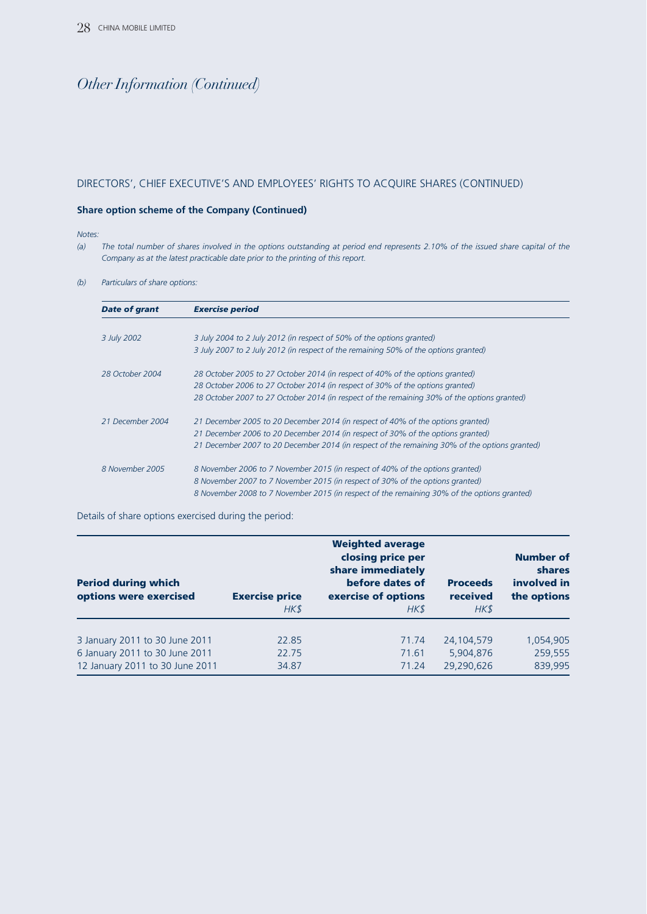# Other Information (Continued)

## DIRECTORS', CHIEF EXECUTIVE'S AND EMPLOYEES' RIGHTS TO ACQUIRE SHARES (CONTINUED)

### Share option scheme of the Company (Continued)

*Notes:*

*(a) The total number of shares involved in the options outstanding at period end represents 2.10% of the issued share capital of the Company as at the latest practicable date prior to the printing of this report.*

*(b) Particulars of share options:*

| *Date of grant* | *Exercise period* |
|---|---|
| *3 July 2002* | *3 July 2004 to 2 July 2012 (in respect of 50% of the options granted)* |
| | *3 July 2007 to 2 July 2012 (in respect of the remaining 50% of the options granted)* |
| *28 October 2004* | *28 October 2005 to 27 October 2014 (in respect of 40% of the options granted)* |
| | *28 October 2006 to 27 October 2014 (in respect of 30% of the options granted)* |
| | *28 October 2007 to 27 October 2014 (in respect of the remaining 30% of the options granted)* |
| *21 December 2004* | *21 December 2005 to 20 December 2014 (in respect of 40% of the options granted)* |
| | *21 December 2006 to 20 December 2014 (in respect of 30% of the options granted)* |
| | *21 December 2007 to 20 December 2014 (in respect of the remaining 30% of the options granted)* |
| *8 November 2005* | *8 November 2006 to 7 November 2015 (in respect of 40% of the options granted)* |
| | *8 November 2007 to 7 November 2015 (in respect of 30% of the options granted)* |
| | *8 November 2008 to 7 November 2015 (in respect of the remaining 30% of the options granted)* |

Details of share options exercised during the period:

| Period during which options were exercised | Exercise price *HK$* | Weighted average closing price per share immediately before dates of exercise of options *HK$* | Proceeds received *HK$* | Number of shares involved in the options |
|---|---|---|---|---|
| 3 January 2011 to 30 June 2011 | 22.85 | 71.74 | 24,104,579 | 1,054,905 |
| 6 January 2011 to 30 June 2011 | 22.75 | 71.61 | 5,904,876 | 259,555 |
| 12 January 2011 to 30 June 2011 | 34.87 | 71.24 | 29,290,626 | 839,995 |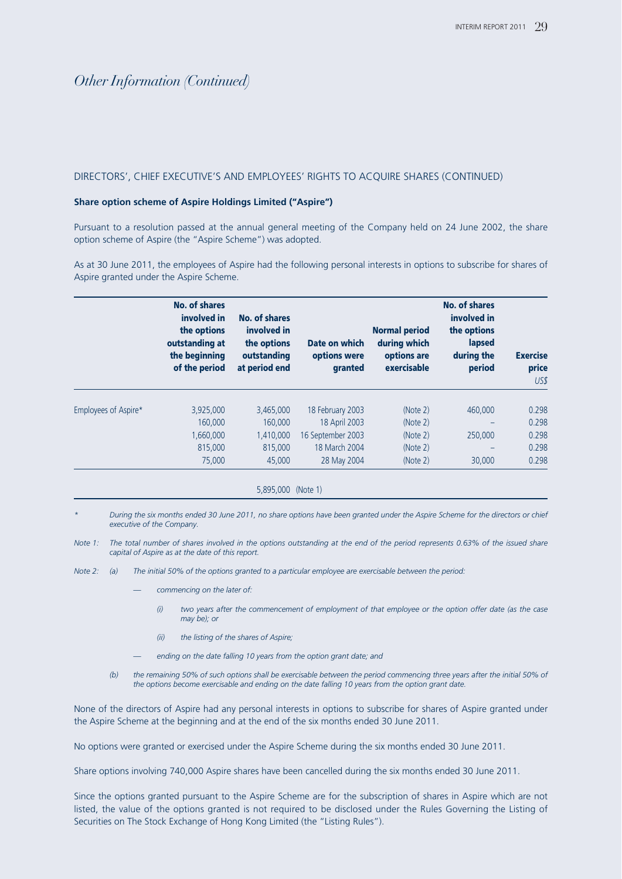# *Other Information (Continued)*

DIRECTORS', CHIEF EXECUTIVE'S AND EMPLOYEES' RIGHTS TO ACQUIRE SHARES (CONTINUED)

**Share option scheme of Aspire Holdings Limited ("Aspire")**

Pursuant to a resolution passed at the annual general meeting of the Company held on 24 June 2002, the share option scheme of Aspire (the "Aspire Scheme") was adopted.

As at 30 June 2011, the employees of Aspire had the following personal interests in options to subscribe for shares of Aspire granted under the Aspire Scheme.

| | No. of shares involved in the options outstanding at the beginning of the period | No. of shares involved in the options outstanding at period end | Date on which options were granted | Normal period during which options are exercisable | No. of shares involved in the options lapsed during the period | Exercise price *US$* |
|---|---|---|---|---|---|---|
| Employees of Aspire* | 3,925,000 | 3,465,000 | 18 February 2003 | (Note 2) | 460,000 | 0.298 |
| | 160,000 | 160,000 | 18 April 2003 | (Note 2) | – | 0.298 |
| | 1,660,000 | 1,410,000 | 16 September 2003 | (Note 2) | 250,000 | 0.298 |
| | 815,000 | 815,000 | 18 March 2004 | (Note 2) | – | 0.298 |
| | 75,000 | 45,000 | 28 May 2004 | (Note 2) | 30,000 | 0.298 |
| | | 5,895,000 (Note 1) | | | | |

\* *During the six months ended 30 June 2011, no share options have been granted under the Aspire Scheme for the directors or chief executive of the Company.*

*Note 1: The total number of shares involved in the options outstanding at the end of the period represents 0.63% of the issued share capital of Aspire as at the date of this report.*

*Note 2: (a) The initial 50% of the options granted to a particular employee are exercisable between the period:*

- *commencing on the later of:*
  - *(i) two years after the commencement of employment of that employee or the option offer date (as the case may be); or*
  - *(ii) the listing of the shares of Aspire;*
- *ending on the date falling 10 years from the option grant date; and*

*(b) the remaining 50% of such options shall be exercisable between the period commencing three years after the initial 50% of the options become exercisable and ending on the date falling 10 years from the option grant date.*

None of the directors of Aspire had any personal interests in options to subscribe for shares of Aspire granted under the Aspire Scheme at the beginning and at the end of the six months ended 30 June 2011.

No options were granted or exercised under the Aspire Scheme during the six months ended 30 June 2011.

Share options involving 740,000 Aspire shares have been cancelled during the six months ended 30 June 2011.

Since the options granted pursuant to the Aspire Scheme are for the subscription of shares in Aspire which are not listed, the value of the options granted is not required to be disclosed under the Rules Governing the Listing of Securities on The Stock Exchange of Hong Kong Limited (the "Listing Rules").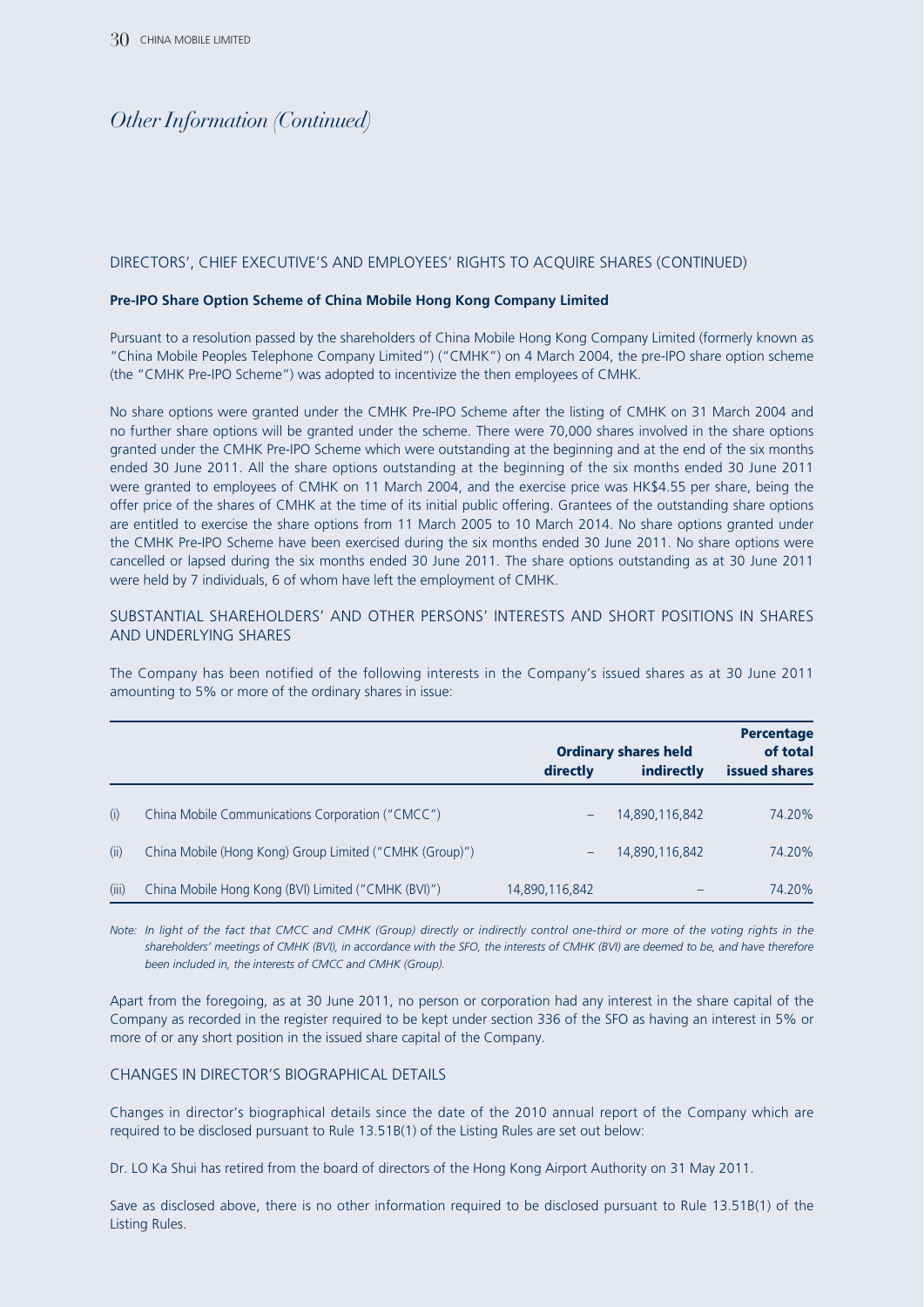# Other Information (Continued)

## DIRECTORS', CHIEF EXECUTIVE'S AND EMPLOYEES' RIGHTS TO ACQUIRE SHARES (CONTINUED)

### Pre-IPO Share Option Scheme of China Mobile Hong Kong Company Limited

Pursuant to a resolution passed by the shareholders of China Mobile Hong Kong Company Limited (formerly known as "China Mobile Peoples Telephone Company Limited") ("CMHK") on 4 March 2004, the pre-IPO share option scheme (the "CMHK Pre-IPO Scheme") was adopted to incentivize the then employees of CMHK.

No share options were granted under the CMHK Pre-IPO Scheme after the listing of CMHK on 31 March 2004 and no further share options will be granted under the scheme. There were 70,000 shares involved in the share options granted under the CMHK Pre-IPO Scheme which were outstanding at the beginning and at the end of the six months ended 30 June 2011. All the share options outstanding at the beginning of the six months ended 30 June 2011 were granted to employees of CMHK on 11 March 2004, and the exercise price was HK$4.55 per share, being the offer price of the shares of CMHK at the time of its initial public offering. Grantees of the outstanding share options are entitled to exercise the share options from 11 March 2005 to 10 March 2014. No share options granted under the CMHK Pre-IPO Scheme have been exercised during the six months ended 30 June 2011. No share options were cancelled or lapsed during the six months ended 30 June 2011. The share options outstanding as at 30 June 2011 were held by 7 individuals, 6 of whom have left the employment of CMHK.

## SUBSTANTIAL SHAREHOLDERS' AND OTHER PERSONS' INTERESTS AND SHORT POSITIONS IN SHARES AND UNDERLYING SHARES

The Company has been notified of the following interests in the Company's issued shares as at 30 June 2011 amounting to 5% or more of the ordinary shares in issue:

| | | Ordinary shares held | | Percentage of total |
|---|---|---|---|---|
| | | directly | indirectly | issued shares |
| (i) | China Mobile Communications Corporation ("CMCC") | – | 14,890,116,842 | 74.20% |
| (ii) | China Mobile (Hong Kong) Group Limited ("CMHK (Group)") | – | 14,890,116,842 | 74.20% |
| (iii) | China Mobile Hong Kong (BVI) Limited ("CMHK (BVI)") | 14,890,116,842 | – | 74.20% |

*Note: In light of the fact that CMCC and CMHK (Group) directly or indirectly control one-third or more of the voting rights in the shareholders' meetings of CMHK (BVI), in accordance with the SFO, the interests of CMHK (BVI) are deemed to be, and have therefore been included in, the interests of CMCC and CMHK (Group).*

Apart from the foregoing, as at 30 June 2011, no person or corporation had any interest in the share capital of the Company as recorded in the register required to be kept under section 336 of the SFO as having an interest in 5% or more of or any short position in the issued share capital of the Company.

## CHANGES IN DIRECTOR'S BIOGRAPHICAL DETAILS

Changes in director's biographical details since the date of the 2010 annual report of the Company which are required to be disclosed pursuant to Rule 13.51B(1) of the Listing Rules are set out below:

Dr. LO Ka Shui has retired from the board of directors of the Hong Kong Airport Authority on 31 May 2011.

Save as disclosed above, there is no other information required to be disclosed pursuant to Rule 13.51B(1) of the Listing Rules.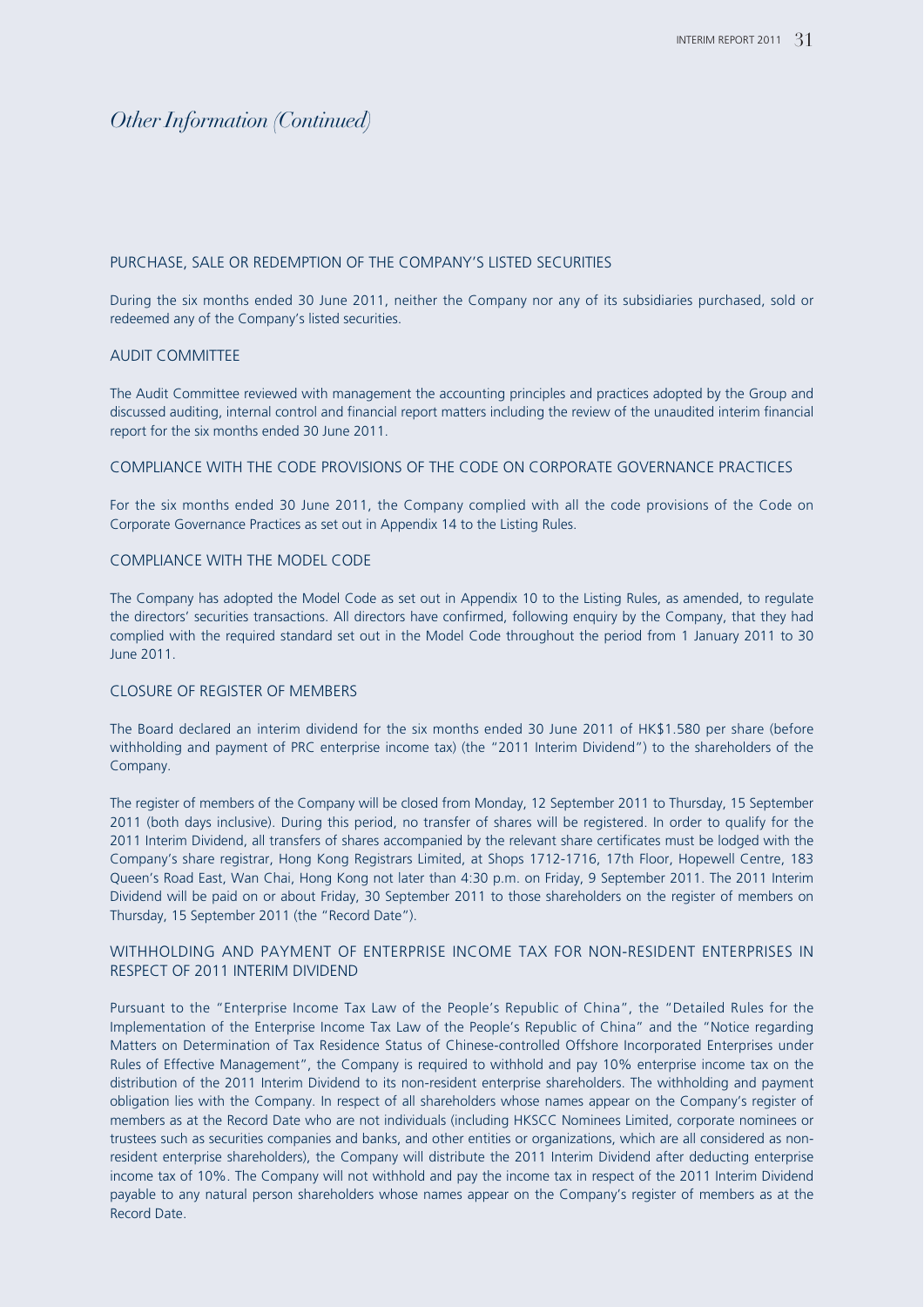*Other Information (Continued)*

## PURCHASE, SALE OR REDEMPTION OF THE COMPANY'S LISTED SECURITIES

During the six months ended 30 June 2011, neither the Company nor any of its subsidiaries purchased, sold or redeemed any of the Company's listed securities.

## AUDIT COMMITTEE

The Audit Committee reviewed with management the accounting principles and practices adopted by the Group and discussed auditing, internal control and financial report matters including the review of the unaudited interim financial report for the six months ended 30 June 2011.

## COMPLIANCE WITH THE CODE PROVISIONS OF THE CODE ON CORPORATE GOVERNANCE PRACTICES

For the six months ended 30 June 2011, the Company complied with all the code provisions of the Code on Corporate Governance Practices as set out in Appendix 14 to the Listing Rules.

## COMPLIANCE WITH THE MODEL CODE

The Company has adopted the Model Code as set out in Appendix 10 to the Listing Rules, as amended, to regulate the directors' securities transactions. All directors have confirmed, following enquiry by the Company, that they had complied with the required standard set out in the Model Code throughout the period from 1 January 2011 to 30 June 2011.

## CLOSURE OF REGISTER OF MEMBERS

The Board declared an interim dividend for the six months ended 30 June 2011 of HK$1.580 per share (before withholding and payment of PRC enterprise income tax) (the "2011 Interim Dividend") to the shareholders of the Company.

The register of members of the Company will be closed from Monday, 12 September 2011 to Thursday, 15 September 2011 (both days inclusive). During this period, no transfer of shares will be registered. In order to qualify for the 2011 Interim Dividend, all transfers of shares accompanied by the relevant share certificates must be lodged with the Company's share registrar, Hong Kong Registrars Limited, at Shops 1712-1716, 17th Floor, Hopewell Centre, 183 Queen's Road East, Wan Chai, Hong Kong not later than 4:30 p.m. on Friday, 9 September 2011. The 2011 Interim Dividend will be paid on or about Friday, 30 September 2011 to those shareholders on the register of members on Thursday, 15 September 2011 (the "Record Date").

## WITHHOLDING AND PAYMENT OF ENTERPRISE INCOME TAX FOR NON-RESIDENT ENTERPRISES IN RESPECT OF 2011 INTERIM DIVIDEND

Pursuant to the "Enterprise Income Tax Law of the People's Republic of China", the "Detailed Rules for the Implementation of the Enterprise Income Tax Law of the People's Republic of China" and the "Notice regarding Matters on Determination of Tax Residence Status of Chinese-controlled Offshore Incorporated Enterprises under Rules of Effective Management", the Company is required to withhold and pay 10% enterprise income tax on the distribution of the 2011 Interim Dividend to its non-resident enterprise shareholders. The withholding and payment obligation lies with the Company. In respect of all shareholders whose names appear on the Company's register of members as at the Record Date who are not individuals (including HKSCC Nominees Limited, corporate nominees or trustees such as securities companies and banks, and other entities or organizations, which are all considered as non-resident enterprise shareholders), the Company will distribute the 2011 Interim Dividend after deducting enterprise income tax of 10%. The Company will not withhold and pay the income tax in respect of the 2011 Interim Dividend payable to any natural person shareholders whose names appear on the Company's register of members as at the Record Date.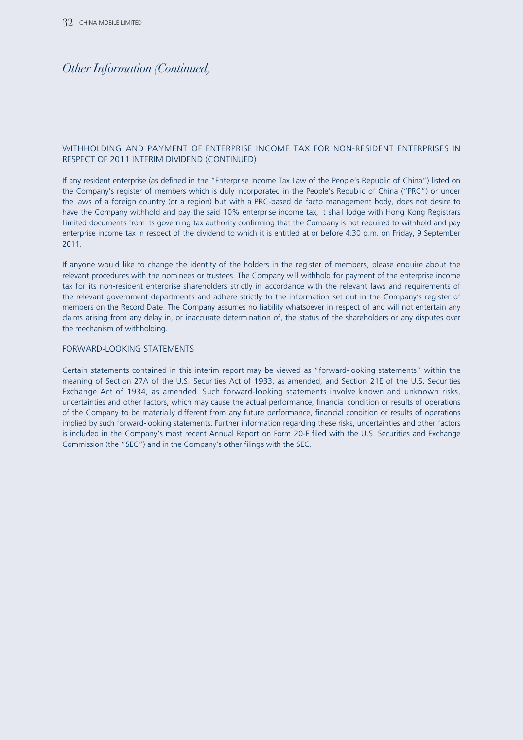# *Other Information (Continued)*

## WITHHOLDING AND PAYMENT OF ENTERPRISE INCOME TAX FOR NON-RESIDENT ENTERPRISES IN RESPECT OF 2011 INTERIM DIVIDEND (CONTINUED)

If any resident enterprise (as defined in the "Enterprise Income Tax Law of the People's Republic of China") listed on the Company's register of members which is duly incorporated in the People's Republic of China ("PRC") or under the laws of a foreign country (or a region) but with a PRC-based de facto management body, does not desire to have the Company withhold and pay the said 10% enterprise income tax, it shall lodge with Hong Kong Registrars Limited documents from its governing tax authority confirming that the Company is not required to withhold and pay enterprise income tax in respect of the dividend to which it is entitled at or before 4:30 p.m. on Friday, 9 September 2011.

If anyone would like to change the identity of the holders in the register of members, please enquire about the relevant procedures with the nominees or trustees. The Company will withhold for payment of the enterprise income tax for its non-resident enterprise shareholders strictly in accordance with the relevant laws and requirements of the relevant government departments and adhere strictly to the information set out in the Company's register of members on the Record Date. The Company assumes no liability whatsoever in respect of and will not entertain any claims arising from any delay in, or inaccurate determination of, the status of the shareholders or any disputes over the mechanism of withholding.

## FORWARD-LOOKING STATEMENTS

Certain statements contained in this interim report may be viewed as "forward-looking statements" within the meaning of Section 27A of the U.S. Securities Act of 1933, as amended, and Section 21E of the U.S. Securities Exchange Act of 1934, as amended. Such forward-looking statements involve known and unknown risks, uncertainties and other factors, which may cause the actual performance, financial condition or results of operations of the Company to be materially different from any future performance, financial condition or results of operations implied by such forward-looking statements. Further information regarding these risks, uncertainties and other factors is included in the Company's most recent Annual Report on Form 20-F filed with the U.S. Securities and Exchange Commission (the "SEC") and in the Company's other filings with the SEC.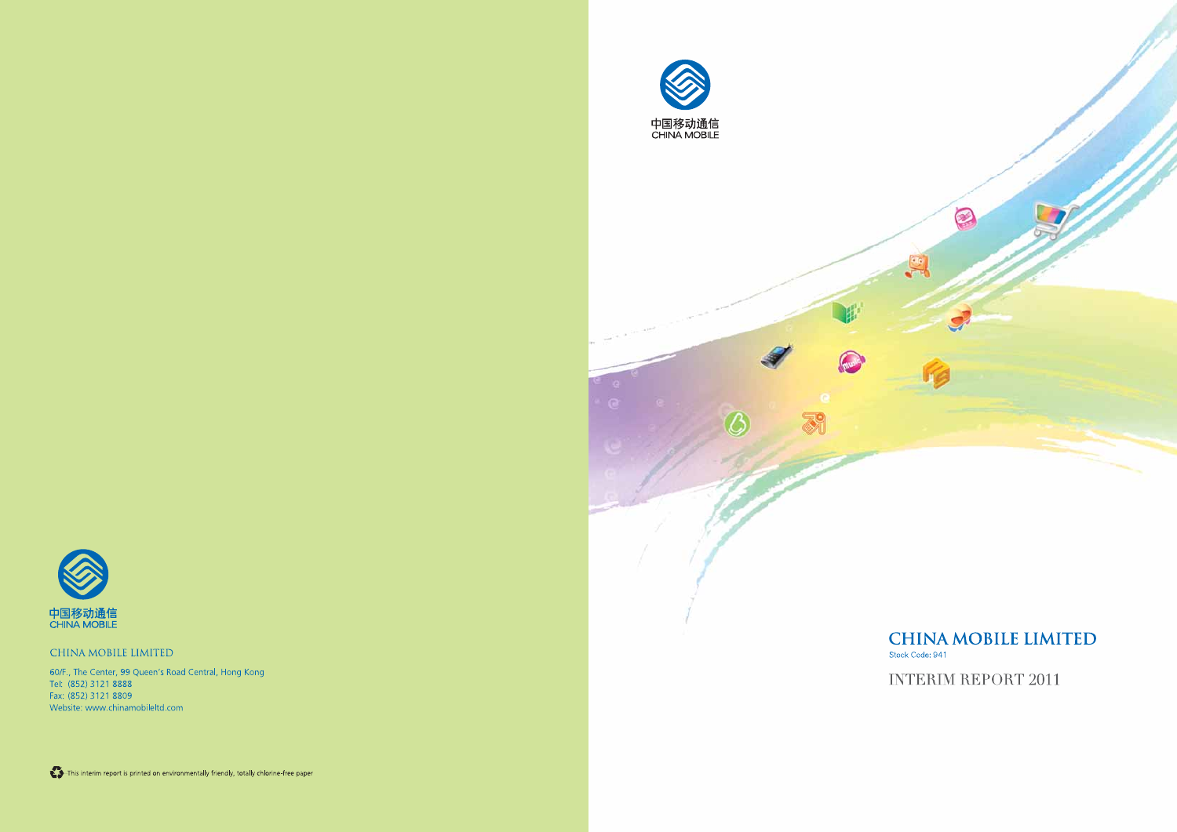中国移动通信
CHINA MOBILE

CHINA MOBILE LIMITED

60/F., The Center, 99 Queen's Road Central, Hong Kong
Tel: (852) 3121 8888
Fax: (852) 3121 8809
Website: www.chinamobileltd.com

This interim report is printed on environmentally friendly, totally chlorine-free paper

中国移动通信
CHINA MOBILE

# CHINA MOBILE LIMITED

Stock Code: 941

## INTERIM REPORT 2011